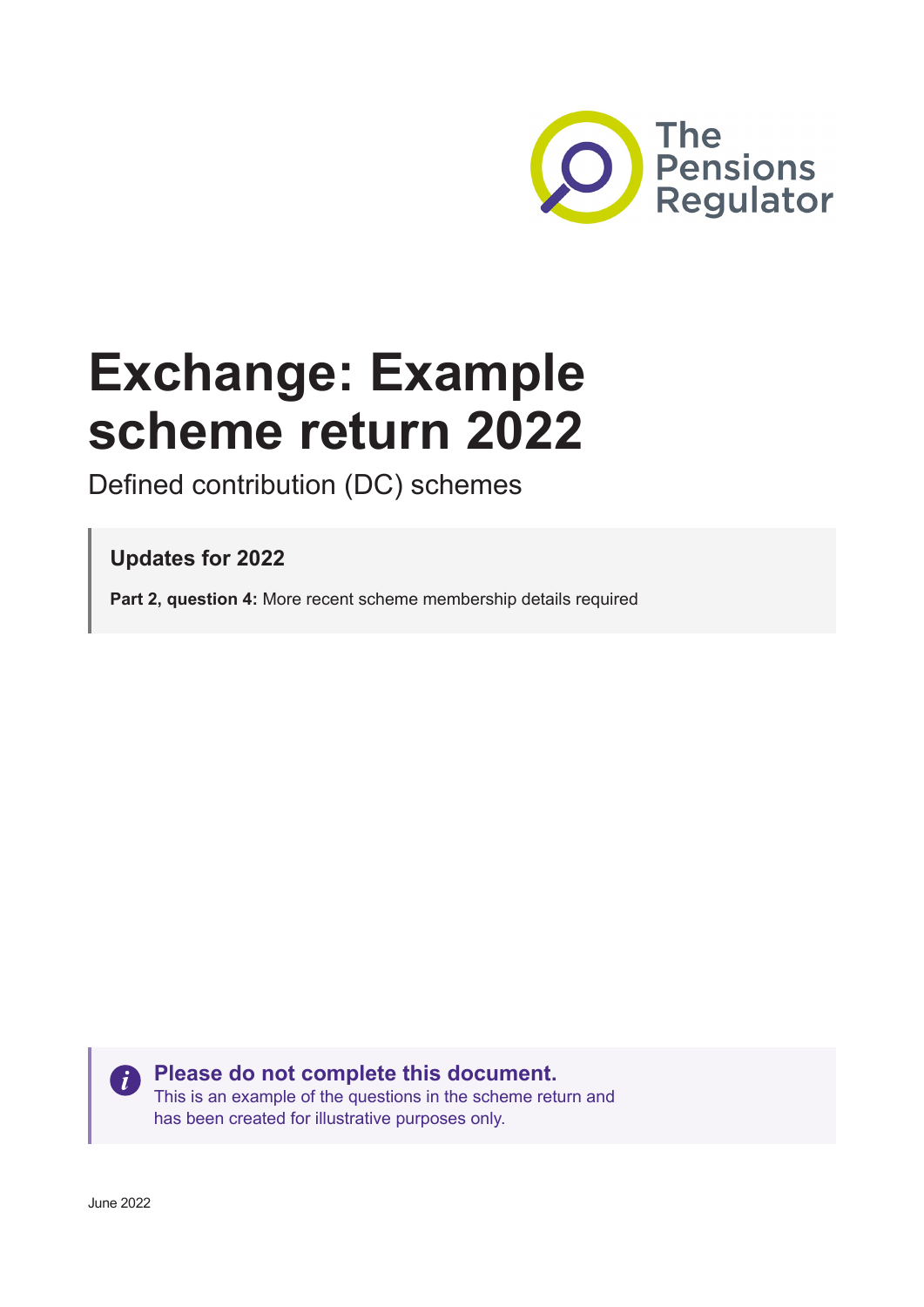The Pensions Regulator

# Exchange: Example scheme return 2022

Defined contribution (DC) schemes

**Updates for 2022**

**Part 2, question 4:** More recent scheme membership details required

**Please do not complete this document.**
This is an example of the questions in the scheme return and has been created for illustrative purposes only.

June 2022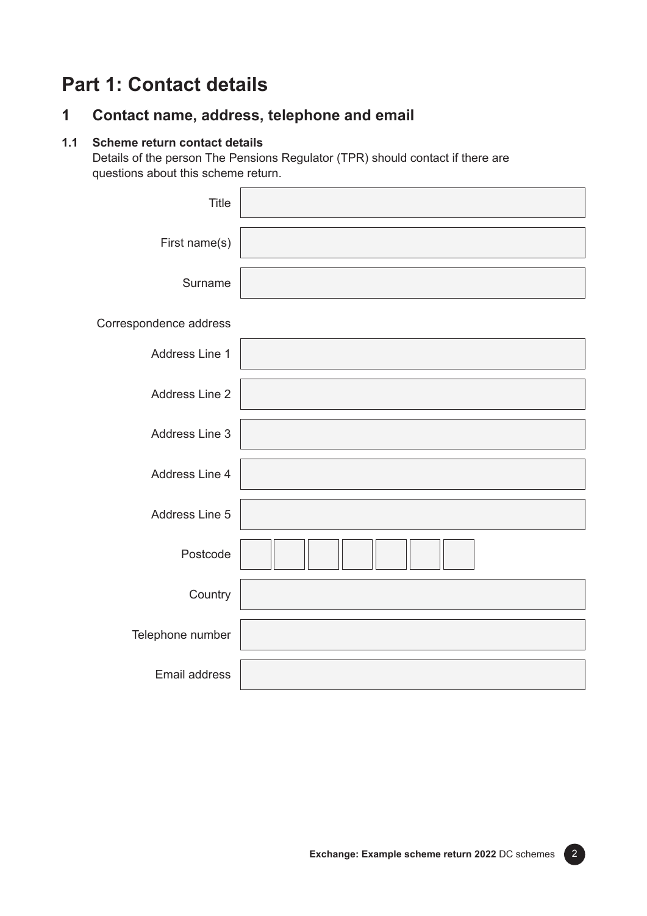# Part 1: Contact details

## 1 Contact name, address, telephone and email

### 1.1 Scheme return contact details

Details of the person The Pensions Regulator (TPR) should contact if there are questions about this scheme return.

Title

First name(s)

Surname

Correspondence address

Address Line 1

Address Line 2

Address Line 3

Address Line 4

Address Line 5

Postcode

Country

Telephone number

Email address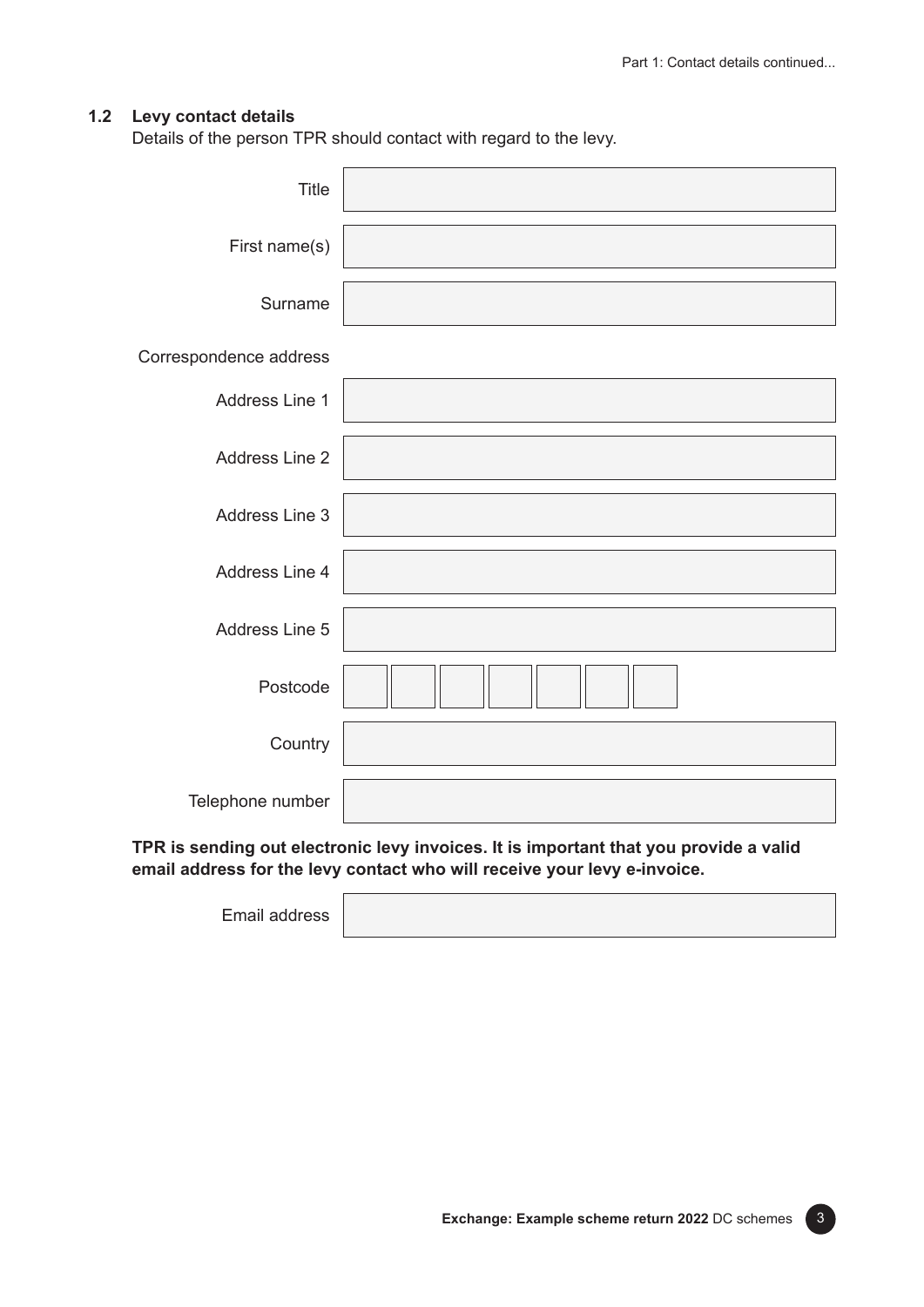Part 1: Contact details continued...

### 1.2 Levy contact details

Details of the person TPR should contact with regard to the levy.

Title

First name(s)

Surname

Correspondence address

Address Line 1

Address Line 2

Address Line 3

Address Line 4

Address Line 5

Postcode

Country

Telephone number

**TPR is sending out electronic levy invoices. It is important that you provide a valid email address for the levy contact who will receive your levy e-invoice.**

Email address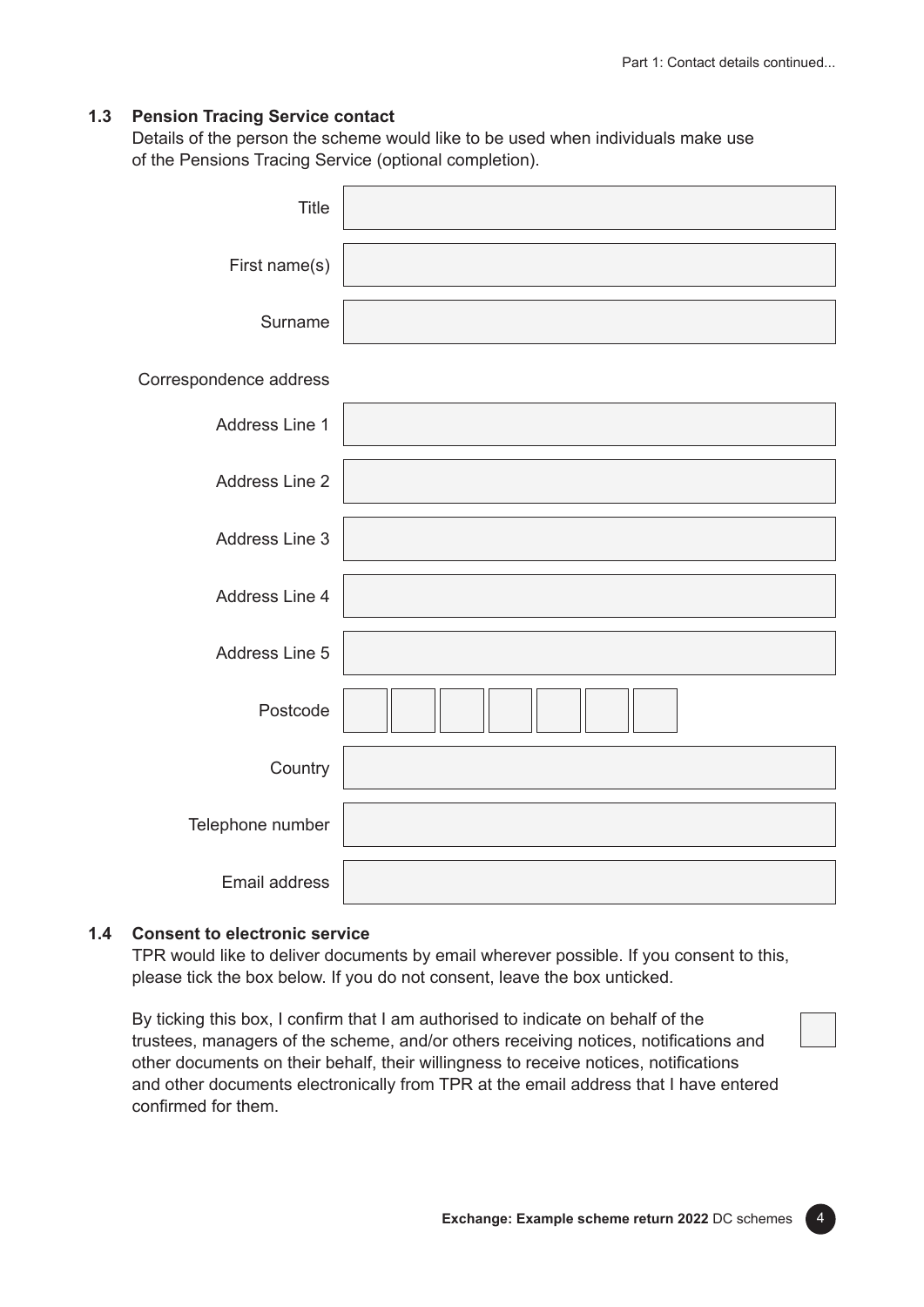### 1.3 Pension Tracing Service contact

Details of the person the scheme would like to be used when individuals make use of the Pensions Tracing Service (optional completion).

Title

First name(s)

Surname

Correspondence address

Address Line 1

Address Line 2

Address Line 3

Address Line 4

Address Line 5

Postcode

Country

Telephone number

Email address

### 1.4 Consent to electronic service

TPR would like to deliver documents by email wherever possible. If you consent to this, please tick the box below. If you do not consent, leave the box unticked.

By ticking this box, I confirm that I am authorised to indicate on behalf of the trustees, managers of the scheme, and/or others receiving notices, notifications and other documents on their behalf, their willingness to receive notices, notifications and other documents electronically from TPR at the email address that I have entered confirmed for them.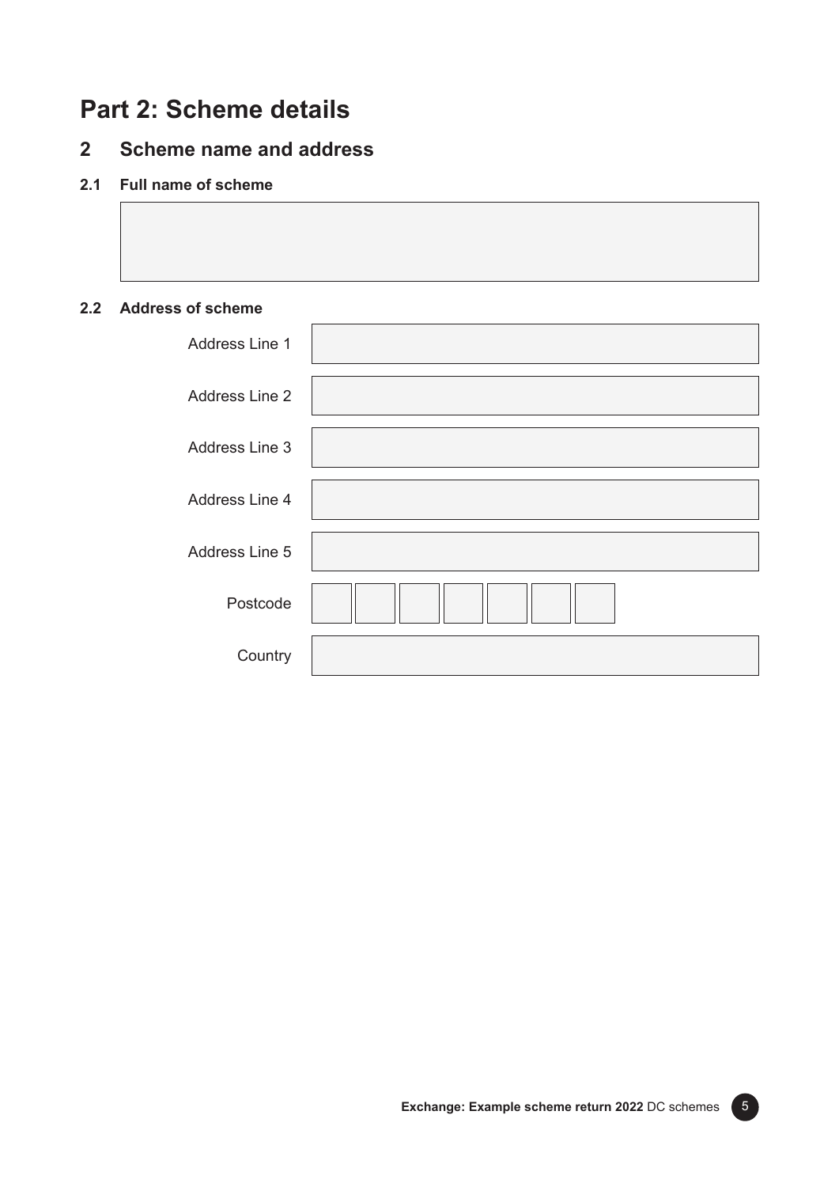# Part 2: Scheme details

## 2 Scheme name and address

### 2.1 Full name of scheme

### 2.2 Address of scheme

Address Line 1

Address Line 2

Address Line 3

Address Line 4

Address Line 5

Postcode

Country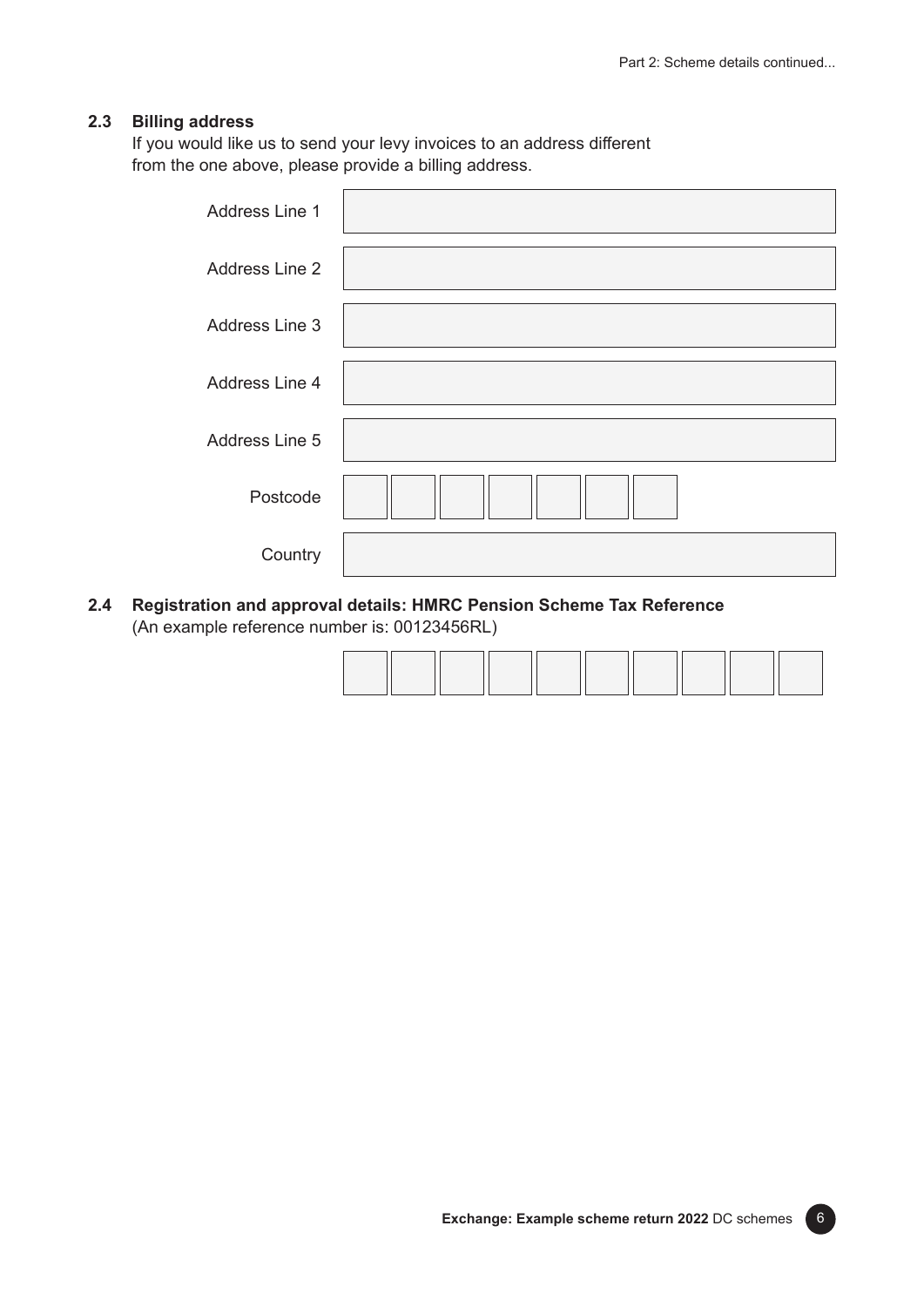### 2.3 Billing address

If you would like us to send your levy invoices to an address different from the one above, please provide a billing address.

| | |
|---|---|
| Address Line 1 | |
| Address Line 2 | |
| Address Line 3 | |
| Address Line 4 | |
| Address Line 5 | |
| Postcode | |
| Country | |

### 2.4 Registration and approval details: HMRC Pension Scheme Tax Reference

(An example reference number is: 00123456RL)

| | | | | | | | | | |
|---|---|---|---|---|---|---|---|---|---|
| | | | | | | | | | |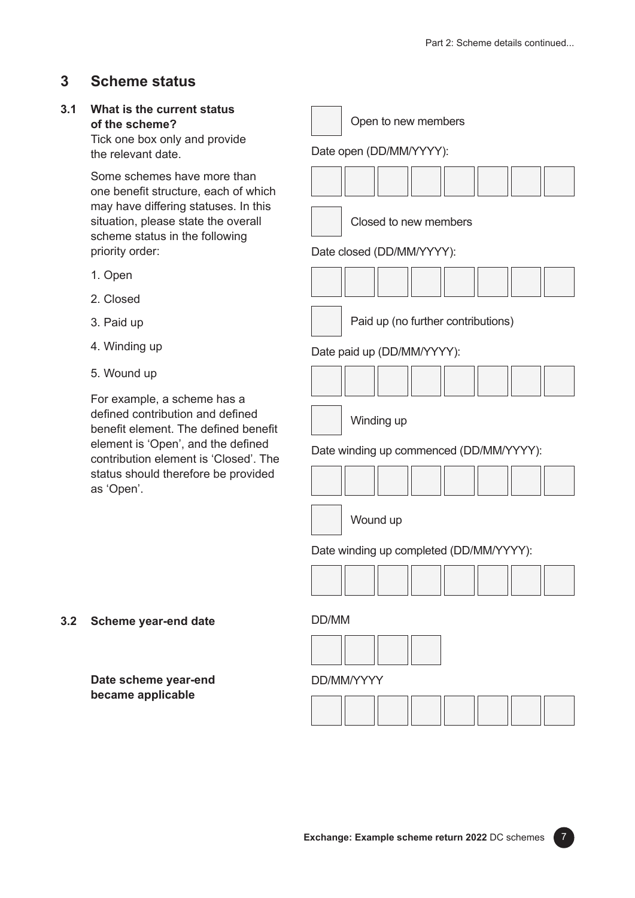## 3 Scheme status

**3.1 What is the current status of the scheme?**

Tick one box only and provide the relevant date.

Some schemes have more than one benefit structure, each of which may have differing statuses. In this situation, please state the overall scheme status in the following priority order:

1. Open
2. Closed
3. Paid up
4. Winding up
5. Wound up

For example, a scheme has a defined contribution and defined benefit element. The defined benefit element is 'Open', and the defined contribution element is 'Closed'. The status should therefore be provided as 'Open'.

☐ Open to new members

Date open (DD/MM/YYYY):

☐ Closed to new members

Date closed (DD/MM/YYYY):

☐ Paid up (no further contributions)

Date paid up (DD/MM/YYYY):

☐ Winding up

Date winding up commenced (DD/MM/YYYY):

☐ Wound up

Date winding up completed (DD/MM/YYYY):

**3.2 Scheme year-end date**

DD/MM

**Date scheme year-end became applicable**

DD/MM/YYYY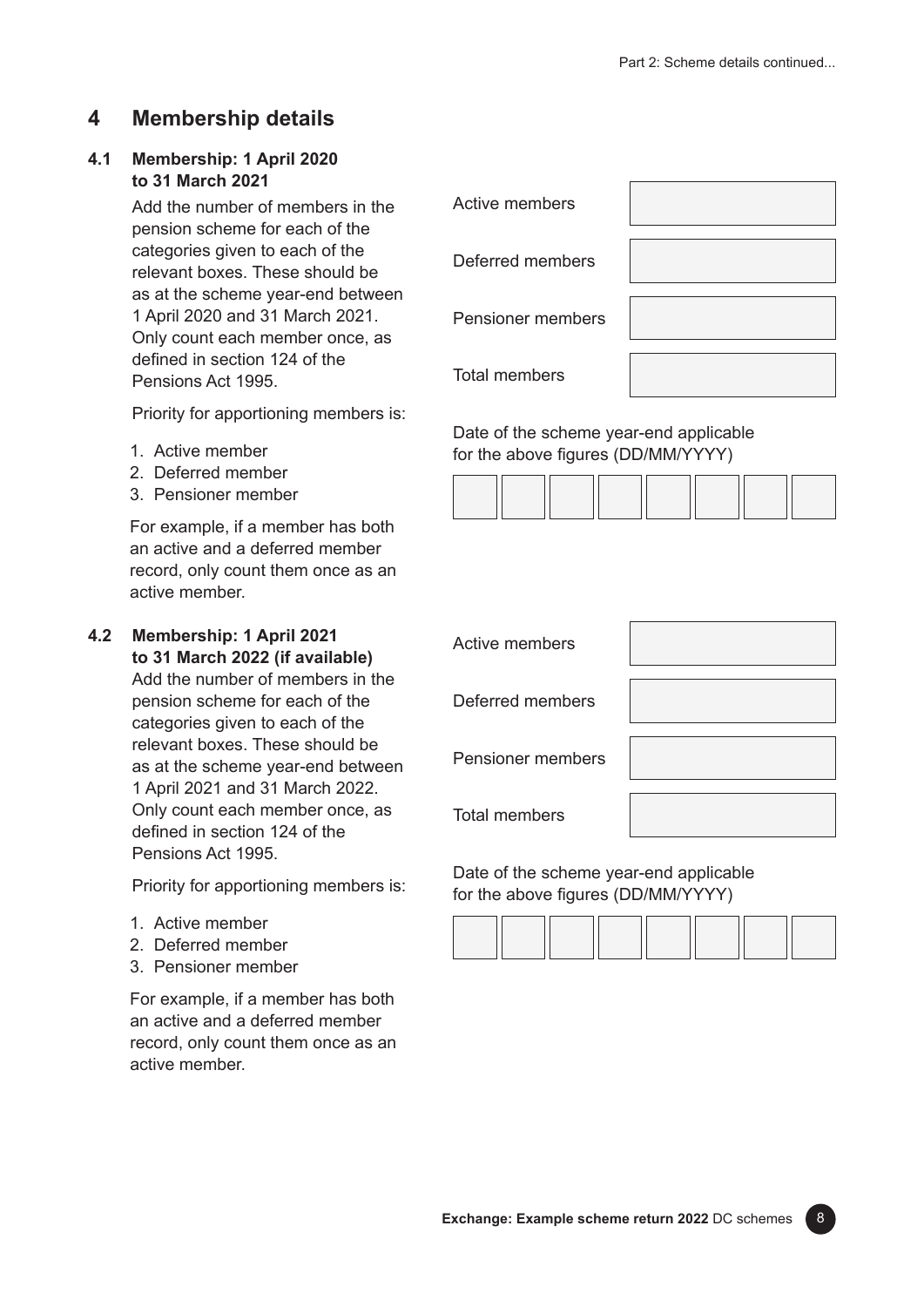## 4 Membership details

### 4.1 Membership: 1 April 2020 to 31 March 2021

Add the number of members in the pension scheme for each of the categories given to each of the relevant boxes. These should be as at the scheme year-end between 1 April 2020 and 31 March 2021. Only count each member once, as defined in section 124 of the Pensions Act 1995.

Priority for apportioning members is:

1. Active member
2. Deferred member
3. Pensioner member

For example, if a member has both an active and a deferred member record, only count them once as an active member.

| | |
|---|---|
| Active members | |
| Deferred members | |
| Pensioner members | |
| Total members | |

Date of the scheme year-end applicable for the above figures (DD/MM/YYYY)

| | | | | | | | |
|---|---|---|---|---|---|---|---|
| | | | | | | | |

### 4.2 Membership: 1 April 2021 to 31 March 2022 (if available)

Add the number of members in the pension scheme for each of the categories given to each of the relevant boxes. These should be as at the scheme year-end between 1 April 2021 and 31 March 2022. Only count each member once, as defined in section 124 of the Pensions Act 1995.

Priority for apportioning members is:

1. Active member
2. Deferred member
3. Pensioner member

For example, if a member has both an active and a deferred member record, only count them once as an active member.

| | |
|---|---|
| Active members | |
| Deferred members | |
| Pensioner members | |
| Total members | |

Date of the scheme year-end applicable for the above figures (DD/MM/YYYY)

| | | | | | | | |
|---|---|---|---|---|---|---|---|
| | | | | | | | |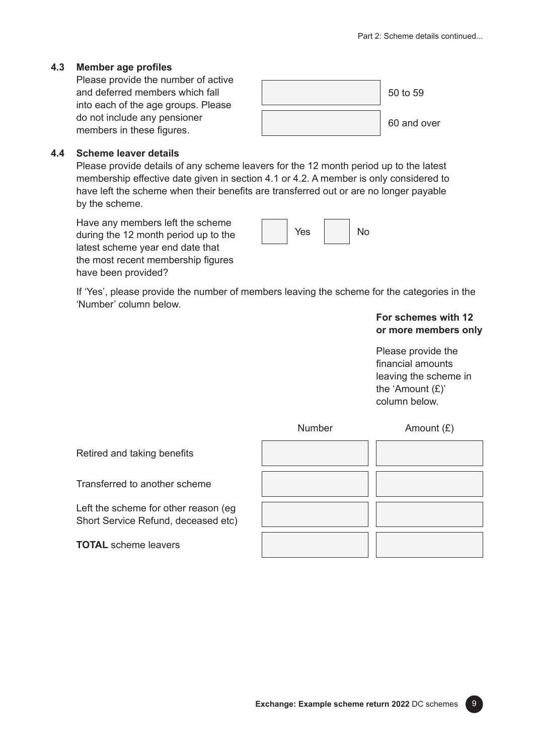### 4.3 Member age profiles

Please provide the number of active and deferred members which fall into each of the age groups. Please do not include any pensioner members in these figures.

| | |
|---|---|
| | 50 to 59 |
| | 60 and over |

### 4.4 Scheme leaver details

Please provide details of any scheme leavers for the 12 month period up to the latest membership effective date given in section 4.1 or 4.2. A member is only considered to have left the scheme when their benefits are transferred out or are no longer payable by the scheme.

Have any members left the scheme during the 12 month period up to the latest scheme year end date that the most recent membership figures have been provided?

☐ Yes ☐ No

If 'Yes', please provide the number of members leaving the scheme for the categories in the 'Number' column below.

**For schemes with 12 or more members only**

Please provide the financial amounts leaving the scheme in the 'Amount (£)' column below.

| | Number | Amount (£) |
|---|---|---|
| Retired and taking benefits | | |
| Transferred to another scheme | | |
| Left the scheme for other reason (eg Short Service Refund, deceased etc) | | |
| **TOTAL** scheme leavers | | |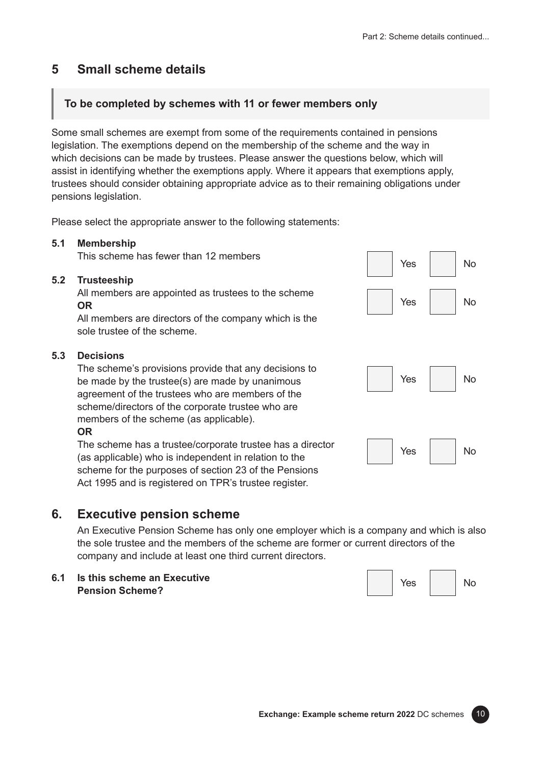## 5 Small scheme details

**To be completed by schemes with 11 or fewer members only**

Some small schemes are exempt from some of the requirements contained in pensions legislation. The exemptions depend on the membership of the scheme and the way in which decisions can be made by trustees. Please answer the questions below, which will assist in identifying whether the exemptions apply. Where it appears that exemptions apply, trustees should consider obtaining appropriate advice as to their remaining obligations under pensions legislation.

Please select the appropriate answer to the following statements:

**5.1 Membership**

This scheme has fewer than 12 members

☐ Yes ☐ No

**5.2 Trusteeship**

All members are appointed as trustees to the scheme
**OR**
All members are directors of the company which is the sole trustee of the scheme.

☐ Yes ☐ No

**5.3 Decisions**

The scheme's provisions provide that any decisions to be made by the trustee(s) are made by unanimous agreement of the trustees who are members of the scheme/directors of the corporate trustee who are members of the scheme (as applicable).

☐ Yes ☐ No

**OR**

The scheme has a trustee/corporate trustee has a director (as applicable) who is independent in relation to the scheme for the purposes of section 23 of the Pensions Act 1995 and is registered on TPR's trustee register.

☐ Yes ☐ No

## 6. Executive pension scheme

An Executive Pension Scheme has only one employer which is a company and which is also the sole trustee and the members of the scheme are former or current directors of the company and include at least one third current directors.

**6.1 Is this scheme an Executive Pension Scheme?**

☐ Yes ☐ No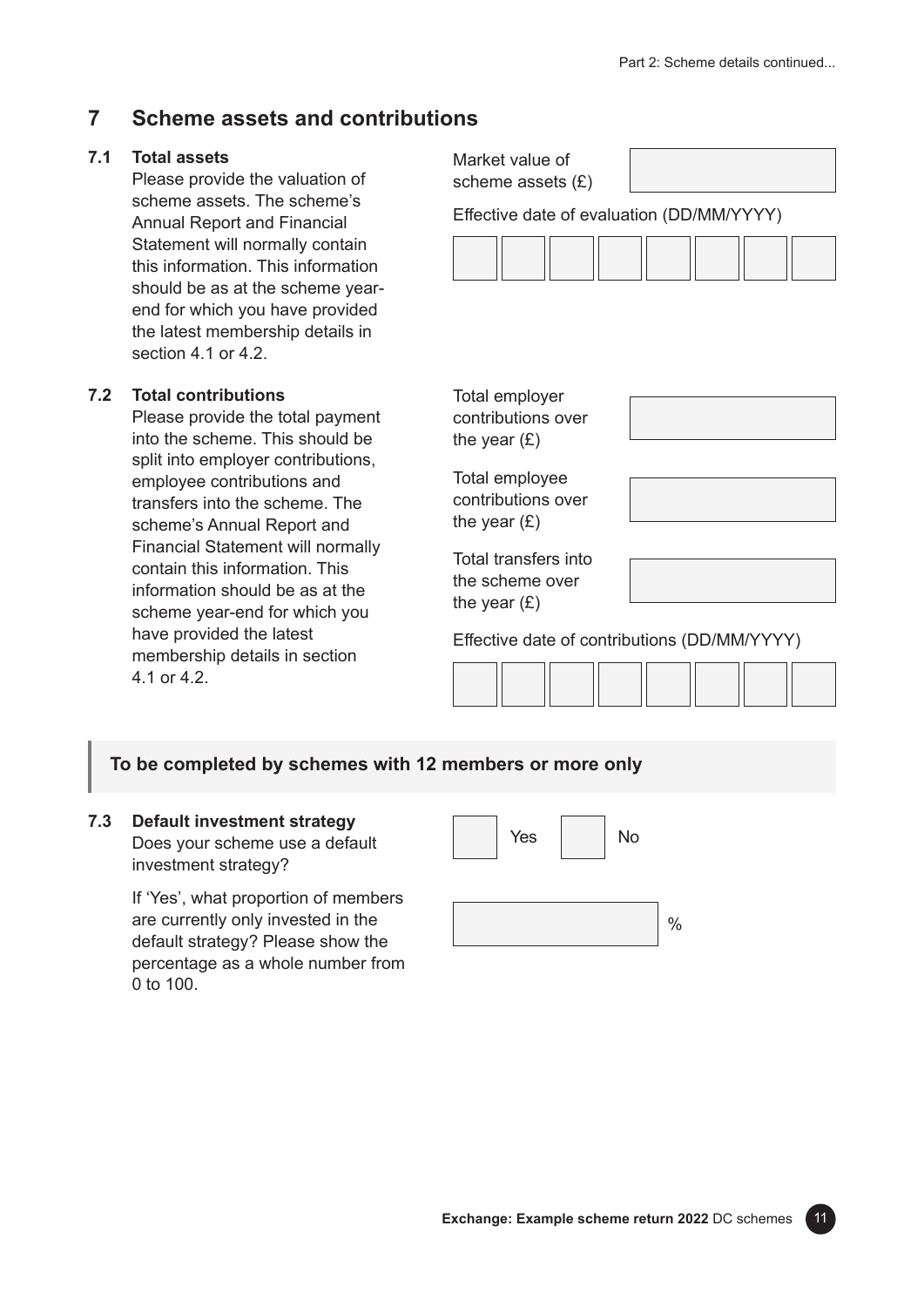## 7 Scheme assets and contributions

### 7.1 Total assets

Please provide the valuation of scheme assets. The scheme's Annual Report and Financial Statement will normally contain this information. This information should be as at the scheme year-end for which you have provided the latest membership details in section 4.1 or 4.2.

Market value of scheme assets (£)

Effective date of evaluation (DD/MM/YYYY)

### 7.2 Total contributions

Please provide the total payment into the scheme. This should be split into employer contributions, employee contributions and transfers into the scheme. The scheme's Annual Report and Financial Statement will normally contain this information. This information should be as at the scheme year-end for which you have provided the latest membership details in section 4.1 or 4.2.

Total employer contributions over the year (£)

Total employee contributions over the year (£)

Total transfers into the scheme over the year (£)

Effective date of contributions (DD/MM/YYYY)

**To be completed by schemes with 12 members or more only**

### 7.3 Default investment strategy

Does your scheme use a default investment strategy?

Yes No

If 'Yes', what proportion of members are currently only invested in the default strategy? Please show the percentage as a whole number from 0 to 100.

%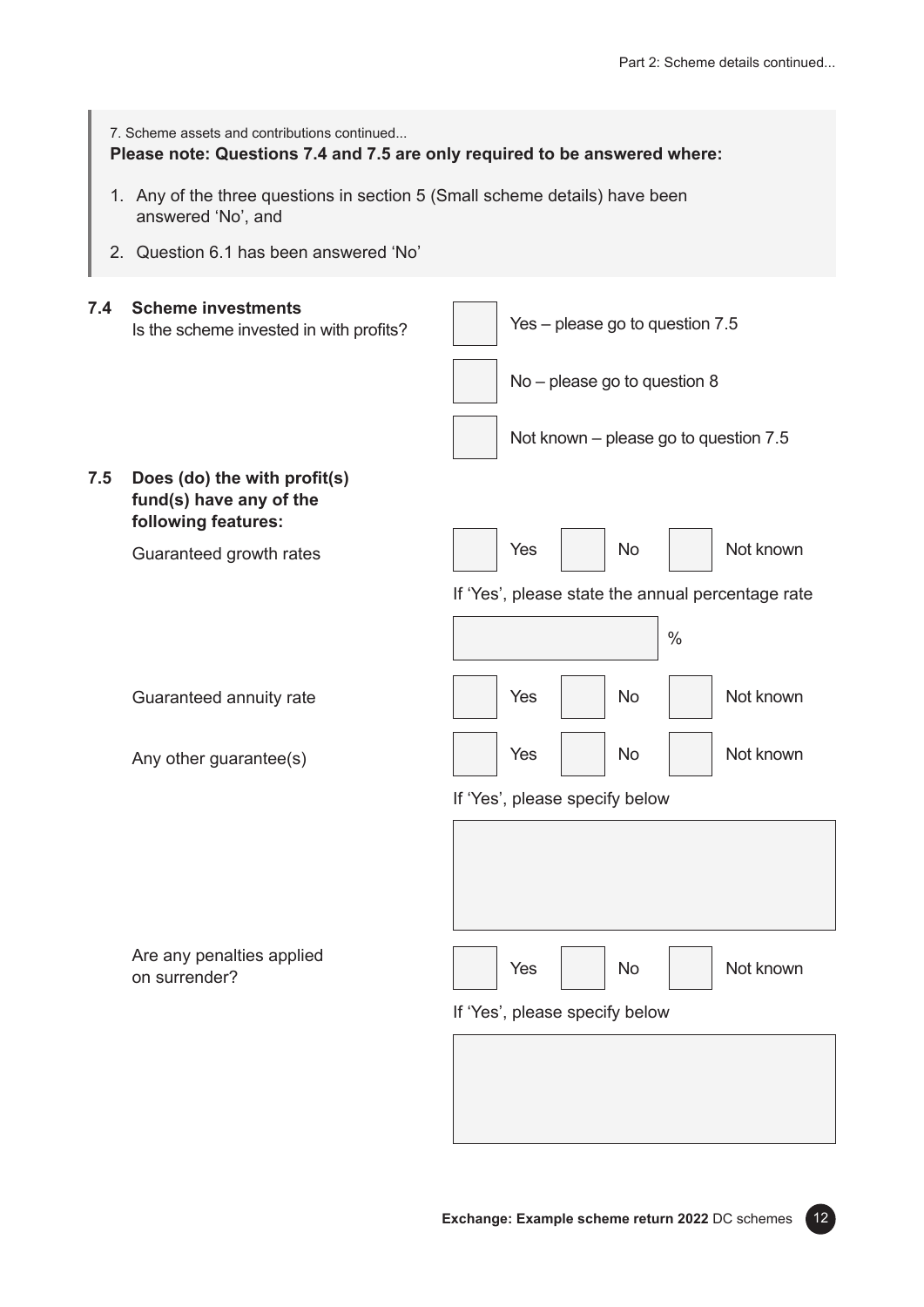7. Scheme assets and contributions continued...

**Please note: Questions 7.4 and 7.5 are only required to be answered where:**

1. Any of the three questions in section 5 (Small scheme details) have been answered 'No', and
2. Question 6.1 has been answered 'No'

**7.4 Scheme investments**

Is the scheme invested in with profits?

- [ ] Yes – please go to question 7.5
- [ ] No – please go to question 8
- [ ] Not known – please go to question 7.5

**7.5 Does (do) the with profit(s) fund(s) have any of the following features:**

Guaranteed growth rates

- [ ] Yes
- [ ] No
- [ ] Not known

If 'Yes', please state the annual percentage rate

_____ %

Guaranteed annuity rate

- [ ] Yes
- [ ] No
- [ ] Not known

Any other guarantee(s)

- [ ] Yes
- [ ] No
- [ ] Not known

If 'Yes', please specify below

Are any penalties applied on surrender?

- [ ] Yes
- [ ] No
- [ ] Not known

If 'Yes', please specify below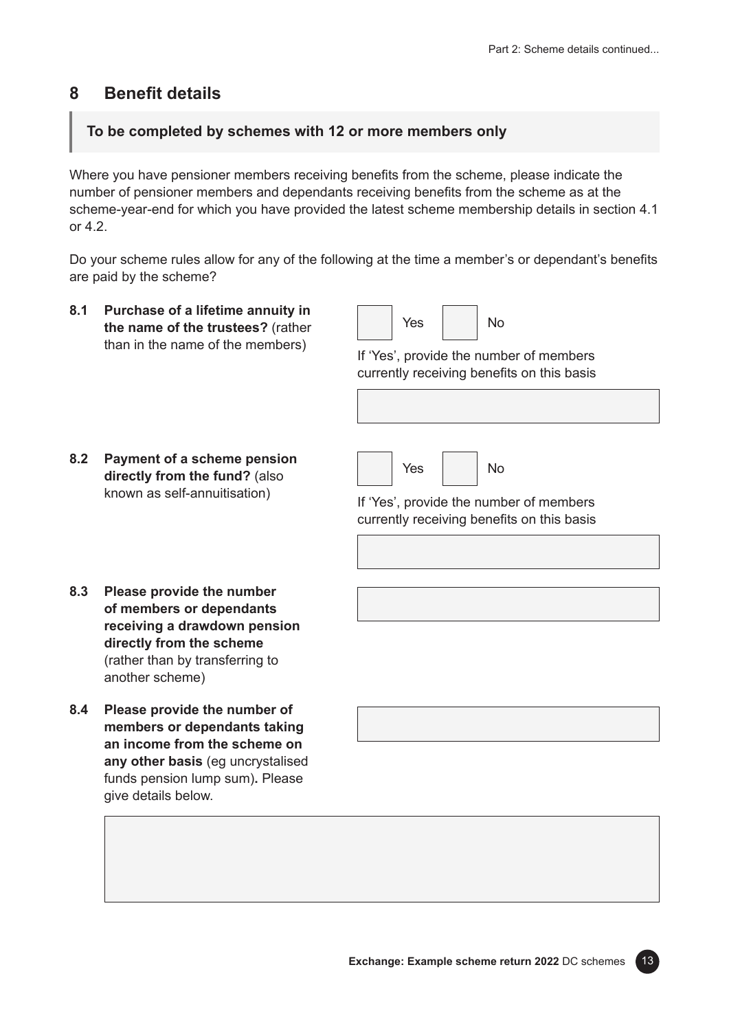## 8 Benefit details

**To be completed by schemes with 12 or more members only**

Where you have pensioner members receiving benefits from the scheme, please indicate the number of pensioner members and dependants receiving benefits from the scheme as at the scheme-year-end for which you have provided the latest scheme membership details in section 4.1 or 4.2.

Do your scheme rules allow for any of the following at the time a member's or dependant's benefits are paid by the scheme?

**8.1 Purchase of a lifetime annuity in the name of the trustees?** (rather than in the name of the members)

☐ Yes ☐ No

If 'Yes', provide the number of members currently receiving benefits on this basis

**8.2 Payment of a scheme pension directly from the fund?** (also known as self-annuitisation)

☐ Yes ☐ No

If 'Yes', provide the number of members currently receiving benefits on this basis

**8.3 Please provide the number of members or dependants receiving a drawdown pension directly from the scheme** (rather than by transferring to another scheme)

**8.4 Please provide the number of members or dependants taking an income from the scheme on any other basis** (eg uncrystalised funds pension lump sum)**.** Please give details below.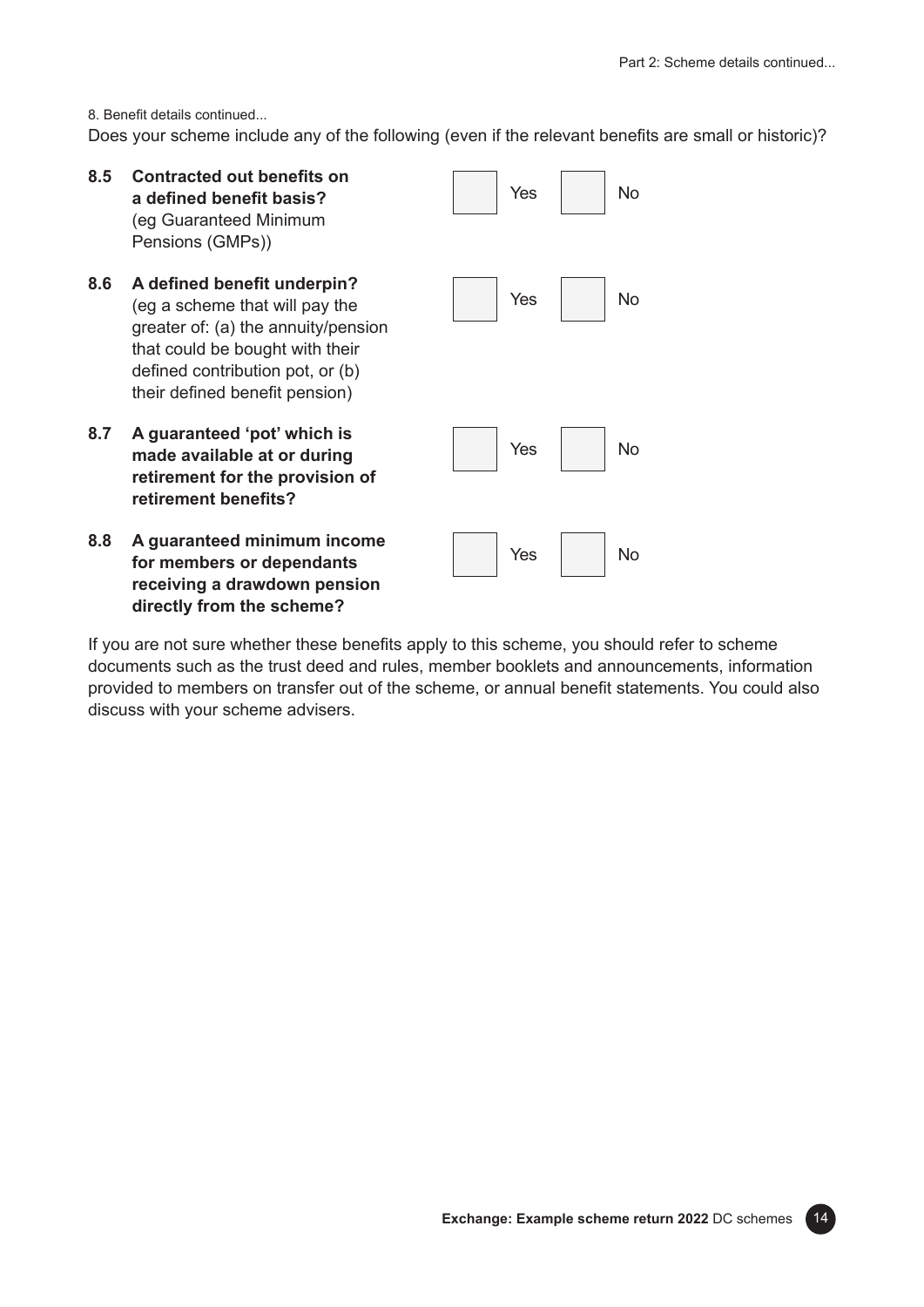8. Benefit details continued...

Does your scheme include any of the following (even if the relevant benefits are small or historic)?

**8.5 Contracted out benefits on a defined benefit basis?** (eg Guaranteed Minimum Pensions (GMPs))

☐ Yes ☐ No

**8.6 A defined benefit underpin?** (eg a scheme that will pay the greater of: (a) the annuity/pension that could be bought with their defined contribution pot, or (b) their defined benefit pension)

☐ Yes ☐ No

**8.7 A guaranteed 'pot' which is made available at or during retirement for the provision of retirement benefits?**

☐ Yes ☐ No

**8.8 A guaranteed minimum income for members or dependants receiving a drawdown pension directly from the scheme?**

☐ Yes ☐ No

If you are not sure whether these benefits apply to this scheme, you should refer to scheme documents such as the trust deed and rules, member booklets and announcements, information provided to members on transfer out of the scheme, or annual benefit statements. You could also discuss with your scheme advisers.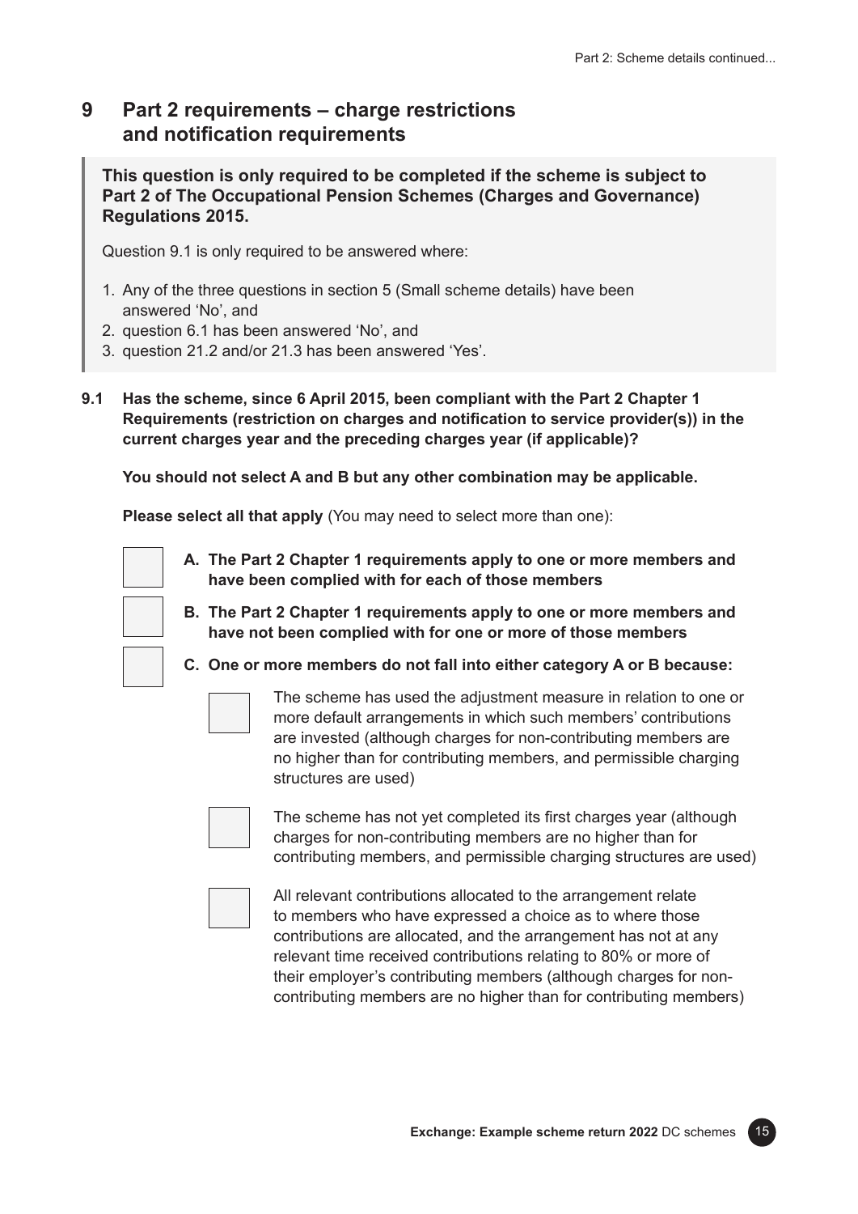## 9 Part 2 requirements – charge restrictions and notification requirements

**This question is only required to be completed if the scheme is subject to Part 2 of The Occupational Pension Schemes (Charges and Governance) Regulations 2015.**

Question 9.1 is only required to be answered where:

1. Any of the three questions in section 5 (Small scheme details) have been answered 'No', and
2. question 6.1 has been answered 'No', and
3. question 21.2 and/or 21.3 has been answered 'Yes'.

**9.1 Has the scheme, since 6 April 2015, been compliant with the Part 2 Chapter 1 Requirements (restriction on charges and notification to service provider(s)) in the current charges year and the preceding charges year (if applicable)?**

**You should not select A and B but any other combination may be applicable.**

**Please select all that apply** (You may need to select more than one):

- ☐ **A. The Part 2 Chapter 1 requirements apply to one or more members and have been complied with for each of those members**
- ☐ **B. The Part 2 Chapter 1 requirements apply to one or more members and have not been complied with for one or more of those members**
- ☐ **C. One or more members do not fall into either category A or B because:**
  - ☐ The scheme has used the adjustment measure in relation to one or more default arrangements in which such members' contributions are invested (although charges for non-contributing members are no higher than for contributing members, and permissible charging structures are used)
  - ☐ The scheme has not yet completed its first charges year (although charges for non-contributing members are no higher than for contributing members, and permissible charging structures are used)
  - ☐ All relevant contributions allocated to the arrangement relate to members who have expressed a choice as to where those contributions are allocated, and the arrangement has not at any relevant time received contributions relating to 80% or more of their employer's contributing members (although charges for non-contributing members are no higher than for contributing members)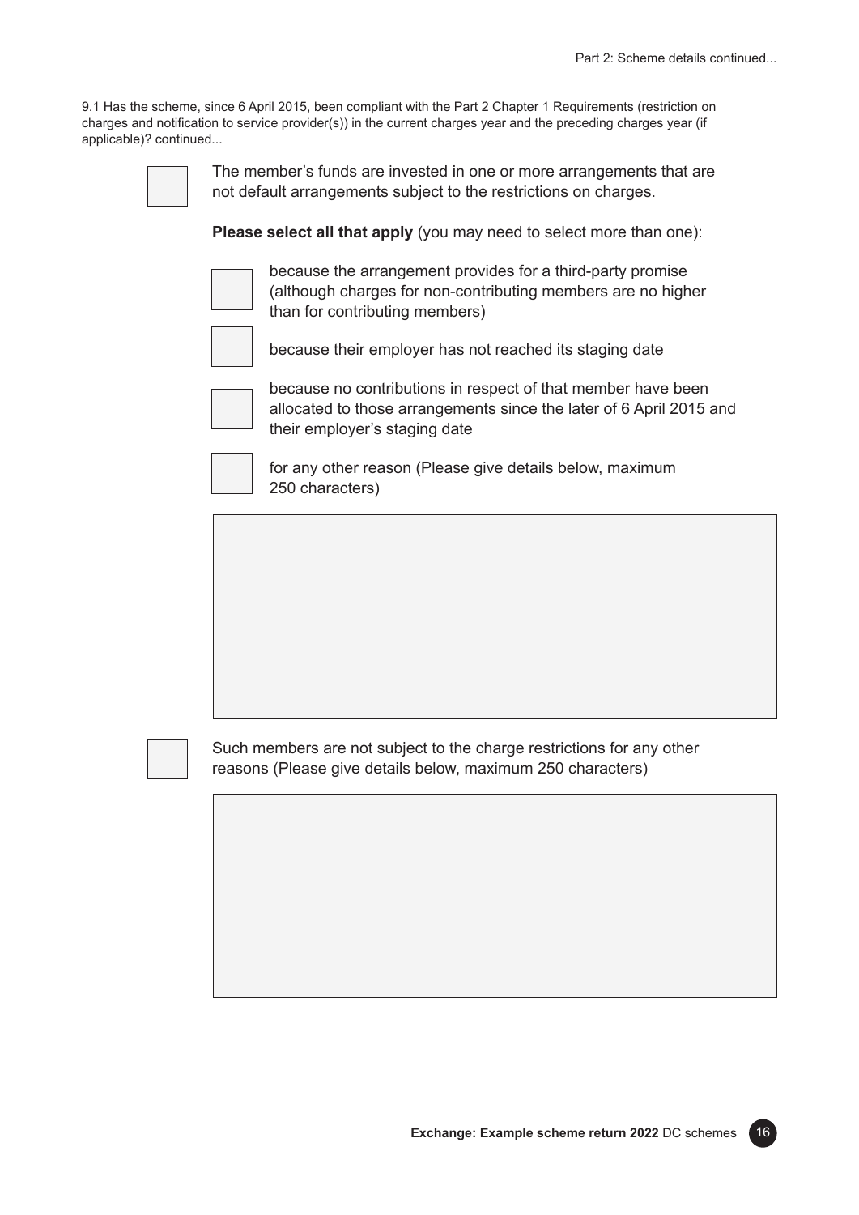9.1 Has the scheme, since 6 April 2015, been compliant with the Part 2 Chapter 1 Requirements (restriction on charges and notification to service provider(s)) in the current charges year and the preceding charges year (if applicable)? continued...

- [ ] The member's funds are invested in one or more arrangements that are not default arrangements subject to the restrictions on charges.

  **Please select all that apply** (you may need to select more than one):

  - [ ] because the arrangement provides for a third-party promise (although charges for non-contributing members are no higher than for contributing members)
  - [ ] because their employer has not reached its staging date
  - [ ] because no contributions in respect of that member have been allocated to those arrangements since the later of 6 April 2015 and their employer's staging date
  - [ ] for any other reason (Please give details below, maximum 250 characters)

- [ ] Such members are not subject to the charge restrictions for any other reasons (Please give details below, maximum 250 characters)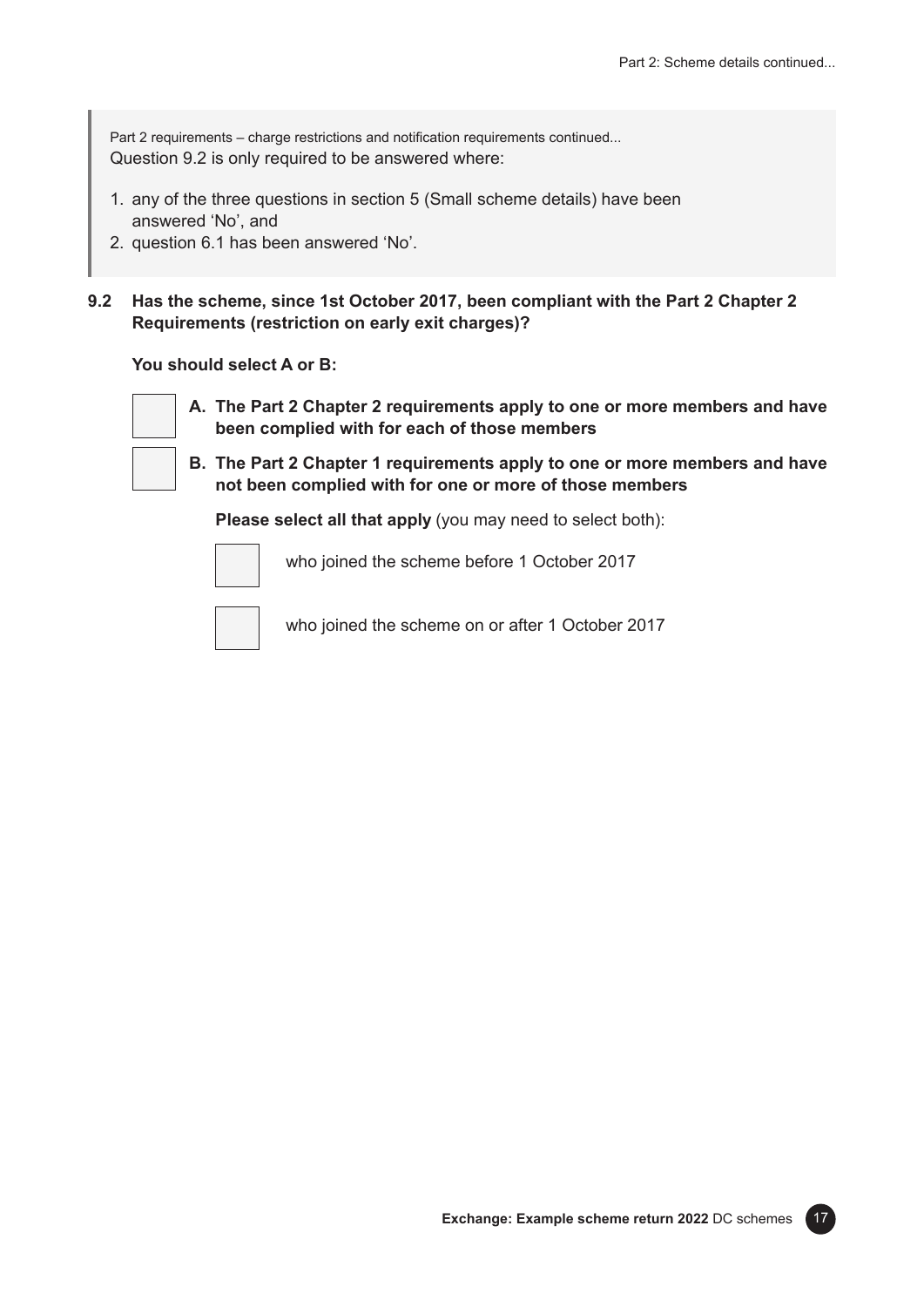Part 2 requirements – charge restrictions and notification requirements continued...
Question 9.2 is only required to be answered where:

1. any of the three questions in section 5 (Small scheme details) have been answered 'No', and
2. question 6.1 has been answered 'No'.

**9.2 Has the scheme, since 1st October 2017, been compliant with the Part 2 Chapter 2 Requirements (restriction on early exit charges)?**

**You should select A or B:**

- [ ] **A. The Part 2 Chapter 2 requirements apply to one or more members and have been complied with for each of those members**
- [ ] **B. The Part 2 Chapter 1 requirements apply to one or more members and have not been complied with for one or more of those members**

  **Please select all that apply** (you may need to select both):

  - [ ] who joined the scheme before 1 October 2017
  - [ ] who joined the scheme on or after 1 October 2017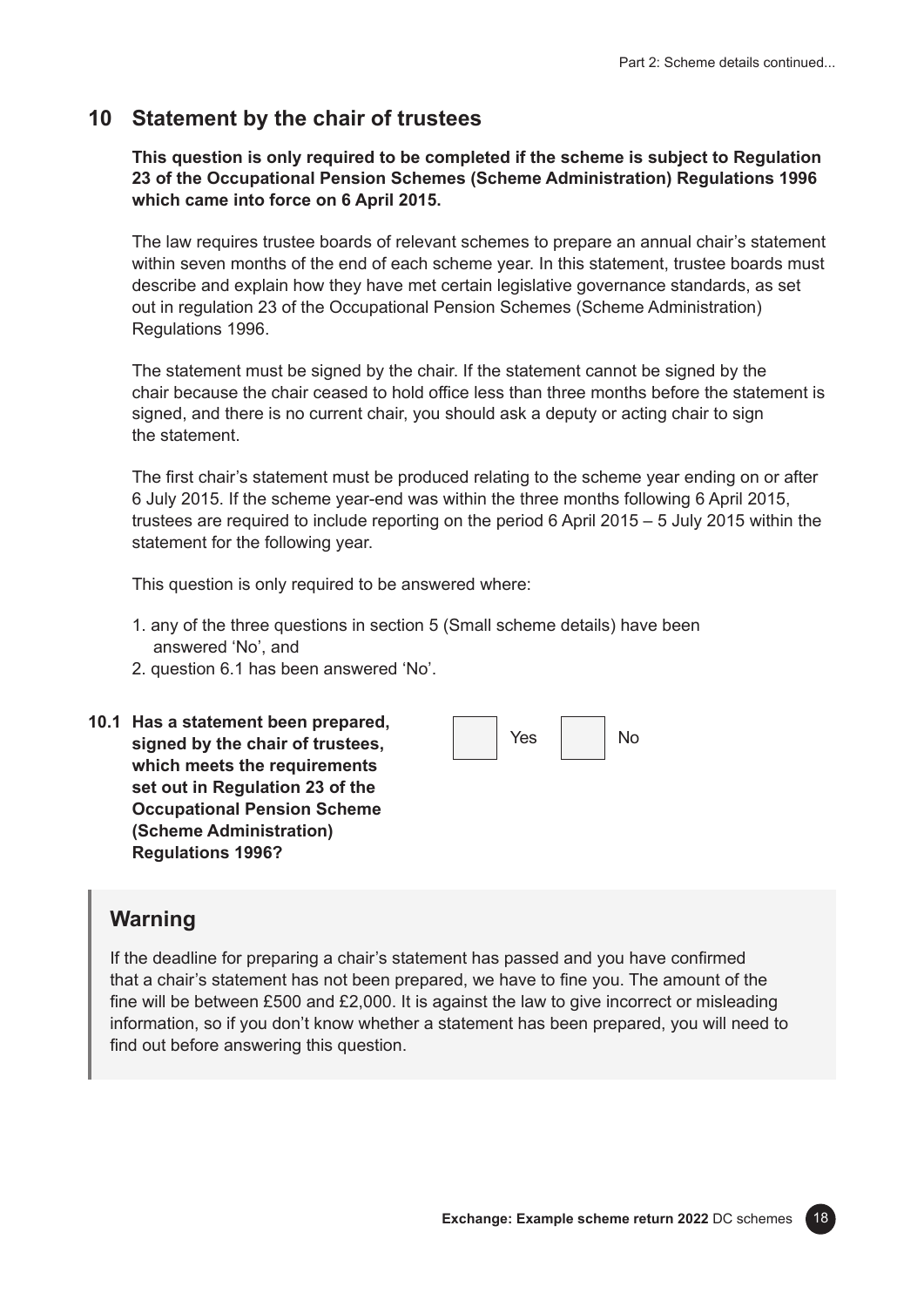## 10 Statement by the chair of trustees

**This question is only required to be completed if the scheme is subject to Regulation 23 of the Occupational Pension Schemes (Scheme Administration) Regulations 1996 which came into force on 6 April 2015.**

The law requires trustee boards of relevant schemes to prepare an annual chair's statement within seven months of the end of each scheme year. In this statement, trustee boards must describe and explain how they have met certain legislative governance standards, as set out in regulation 23 of the Occupational Pension Schemes (Scheme Administration) Regulations 1996.

The statement must be signed by the chair. If the statement cannot be signed by the chair because the chair ceased to hold office less than three months before the statement is signed, and there is no current chair, you should ask a deputy or acting chair to sign the statement.

The first chair's statement must be produced relating to the scheme year ending on or after 6 July 2015. If the scheme year-end was within the three months following 6 April 2015, trustees are required to include reporting on the period 6 April 2015 – 5 July 2015 within the statement for the following year.

This question is only required to be answered where:

1. any of the three questions in section 5 (Small scheme details) have been answered 'No', and
2. question 6.1 has been answered 'No'.

**10.1 Has a statement been prepared, signed by the chair of trustees, which meets the requirements set out in Regulation 23 of the Occupational Pension Scheme (Scheme Administration) Regulations 1996?**

☐ Yes ☐ No

### Warning

If the deadline for preparing a chair's statement has passed and you have confirmed that a chair's statement has not been prepared, we have to fine you. The amount of the fine will be between £500 and £2,000. It is against the law to give incorrect or misleading information, so if you don't know whether a statement has been prepared, you will need to find out before answering this question.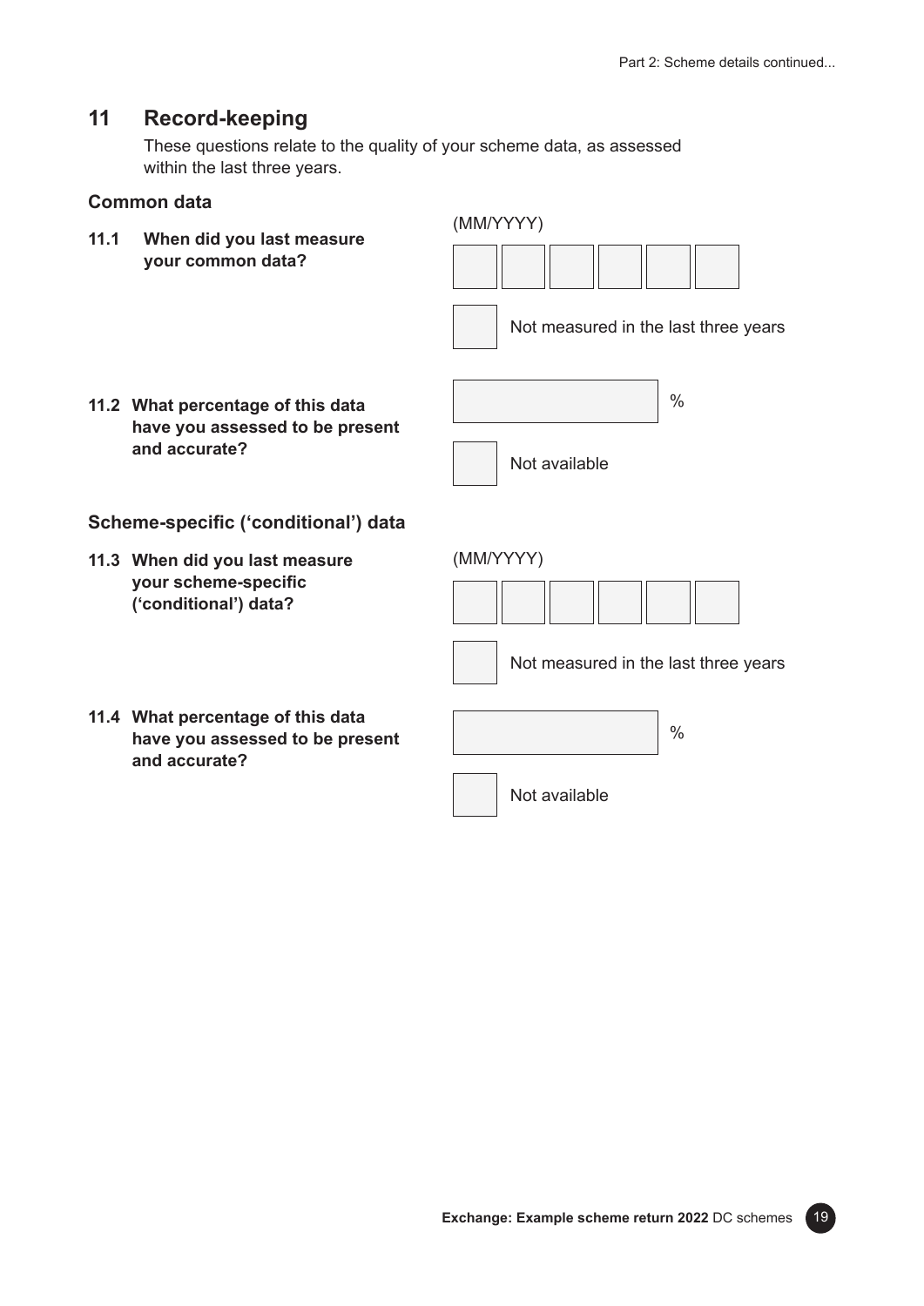## 11 Record-keeping

These questions relate to the quality of your scheme data, as assessed within the last three years.

### Common data

**11.1 When did you last measure your common data?**

(MM/YYYY)

☐ Not measured in the last three years

**11.2 What percentage of this data have you assessed to be present and accurate?**

%

☐ Not available

### Scheme-specific ('conditional') data

**11.3 When did you last measure your scheme-specific ('conditional') data?**

(MM/YYYY)

☐ Not measured in the last three years

**11.4 What percentage of this data have you assessed to be present and accurate?**

%

☐ Not available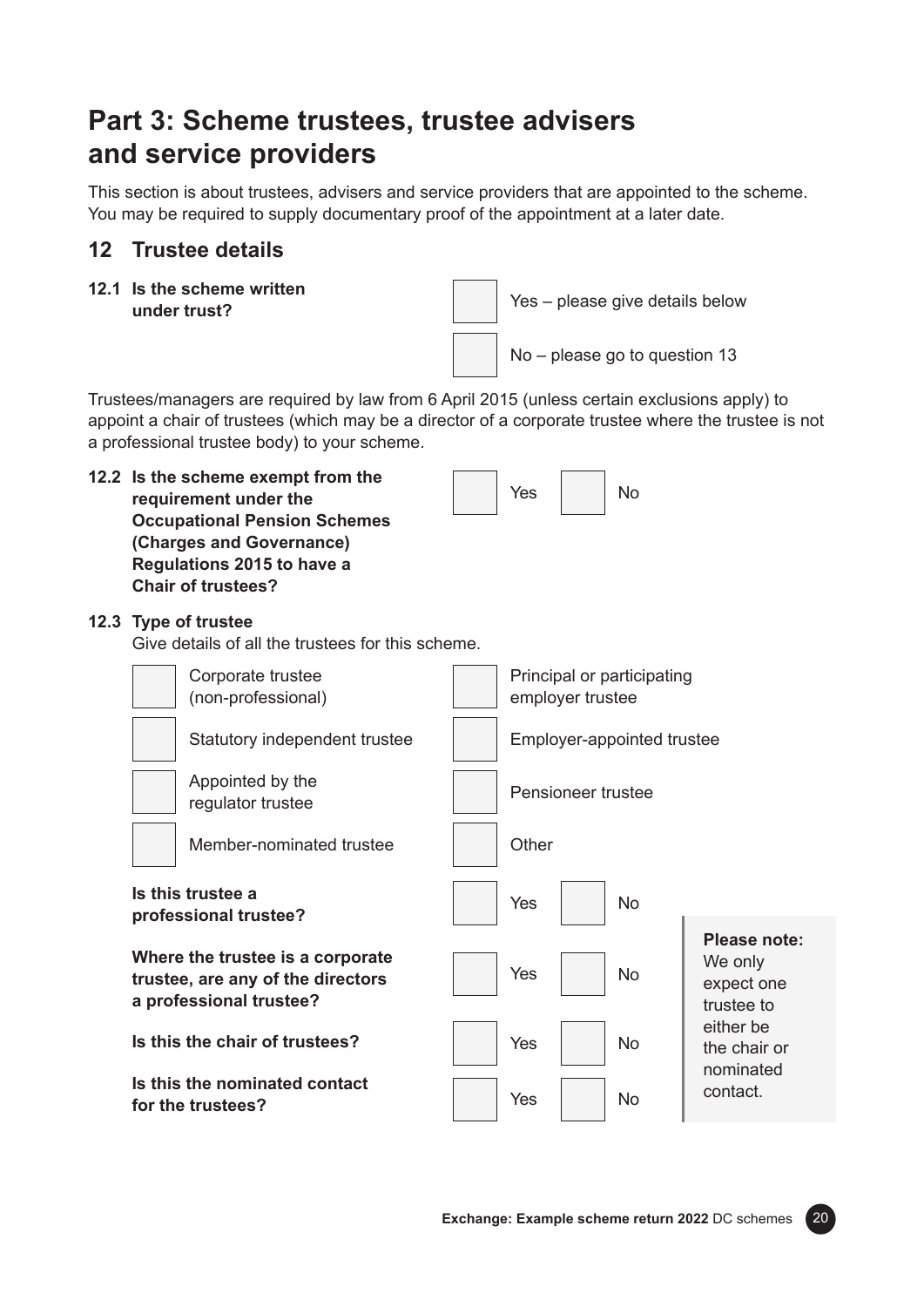# Part 3: Scheme trustees, trustee advisers and service providers

This section is about trustees, advisers and service providers that are appointed to the scheme. You may be required to supply documentary proof of the appointment at a later date.

## 12 Trustee details

**12.1 Is the scheme written under trust?**

- ☐ Yes – please give details below
- ☐ No – please go to question 13

Trustees/managers are required by law from 6 April 2015 (unless certain exclusions apply) to appoint a chair of trustees (which may be a director of a corporate trustee where the trustee is not a professional trustee body) to your scheme.

**12.2 Is the scheme exempt from the requirement under the Occupational Pension Schemes (Charges and Governance) Regulations 2015 to have a Chair of trustees?**

☐ Yes ☐ No

**12.3 Type of trustee**

Give details of all the trustees for this scheme.

- ☐ Corporate trustee (non-professional)
- ☐ Statutory independent trustee
- ☐ Appointed by the regulator trustee
- ☐ Member-nominated trustee
- ☐ Principal or participating employer trustee
- ☐ Employer-appointed trustee
- ☐ Pensioneer trustee
- ☐ Other

**Is this trustee a professional trustee?**

☐ Yes ☐ No

**Where the trustee is a corporate trustee, are any of the directors a professional trustee?**

☐ Yes ☐ No

**Is this the chair of trustees?**

☐ Yes ☐ No

**Is this the nominated contact for the trustees?**

☐ Yes ☐ No

**Please note:** We only expect one trustee to either be the chair or nominated contact.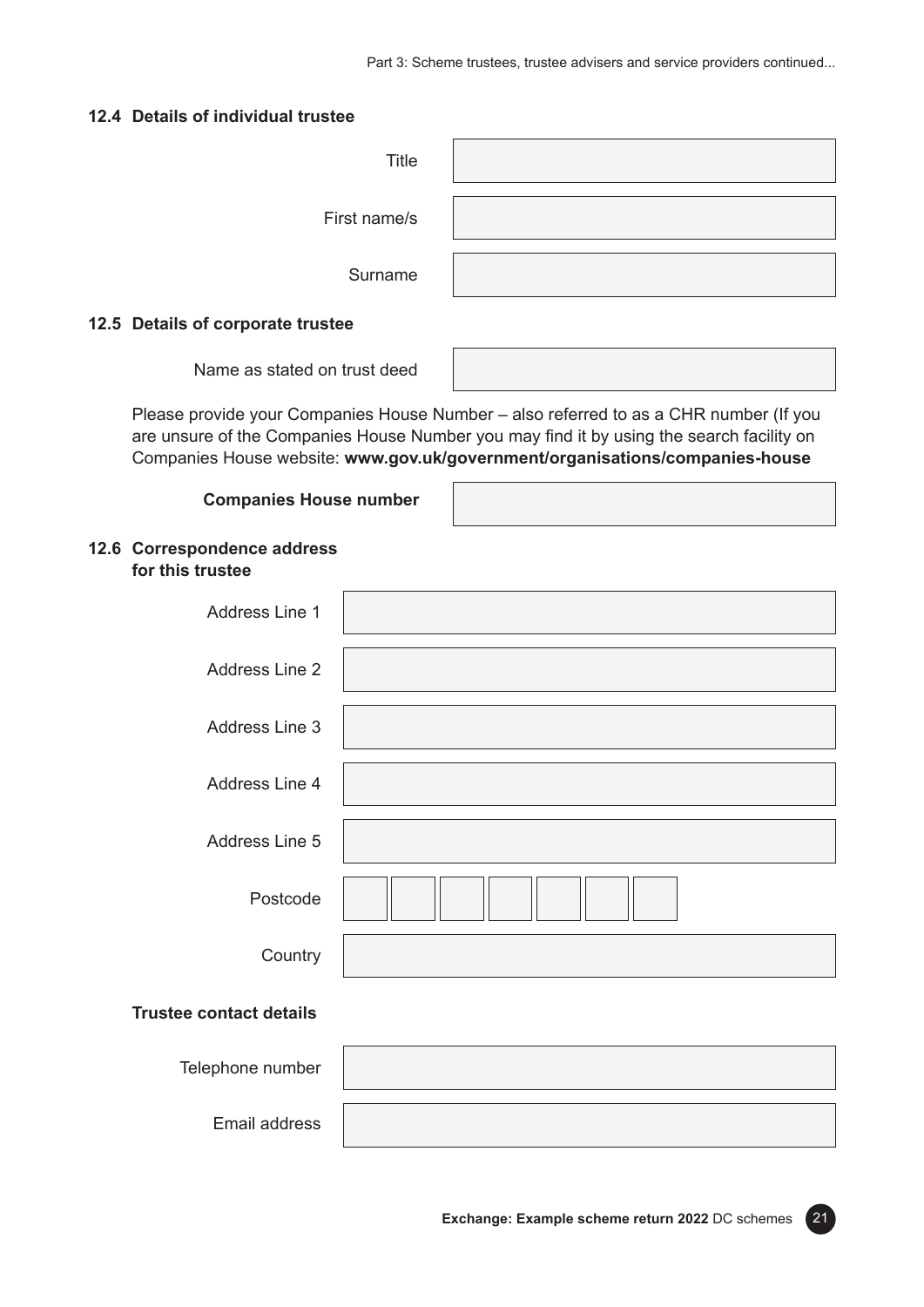### 12.4 Details of individual trustee

Title

First name/s

Surname

### 12.5 Details of corporate trustee

Name as stated on trust deed

Please provide your Companies House Number – also referred to as a CHR number (If you are unsure of the Companies House Number you may find it by using the search facility on Companies House website: **www.gov.uk/government/organisations/companies-house**

**Companies House number**

### 12.6 Correspondence address for this trustee

Address Line 1

Address Line 2

Address Line 3

Address Line 4

Address Line 5

Postcode

Country

**Trustee contact details**

Telephone number

Email address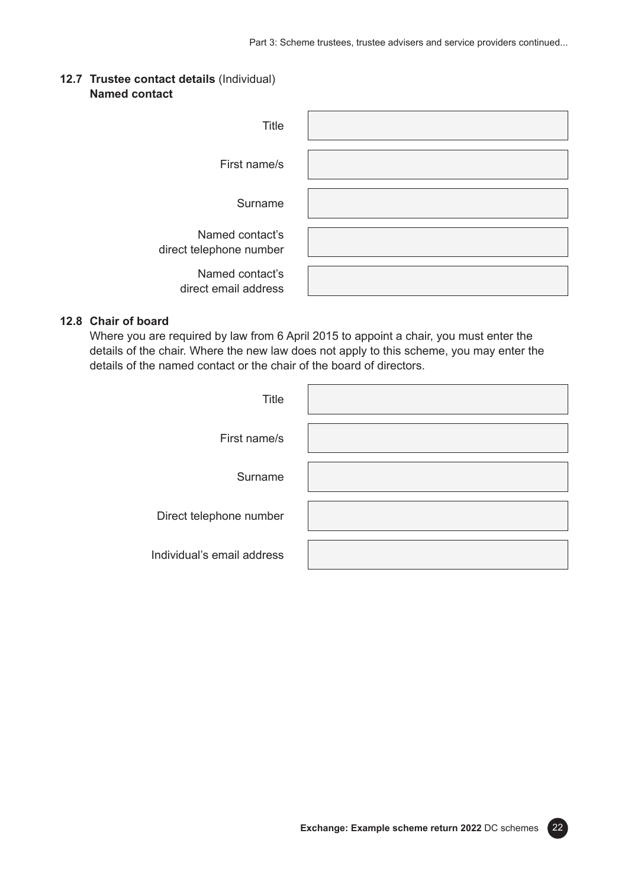### 12.7 Trustee contact details (Individual)
**Named contact**

| | |
|---|---|
| Title | |
| First name/s | |
| Surname | |
| Named contact's direct telephone number | |
| Named contact's direct email address | |

### 12.8 Chair of board

Where you are required by law from 6 April 2015 to appoint a chair, you must enter the details of the chair. Where the new law does not apply to this scheme, you may enter the details of the named contact or the chair of the board of directors.

| | |
|---|---|
| Title | |
| First name/s | |
| Surname | |
| Direct telephone number | |
| Individual's email address | |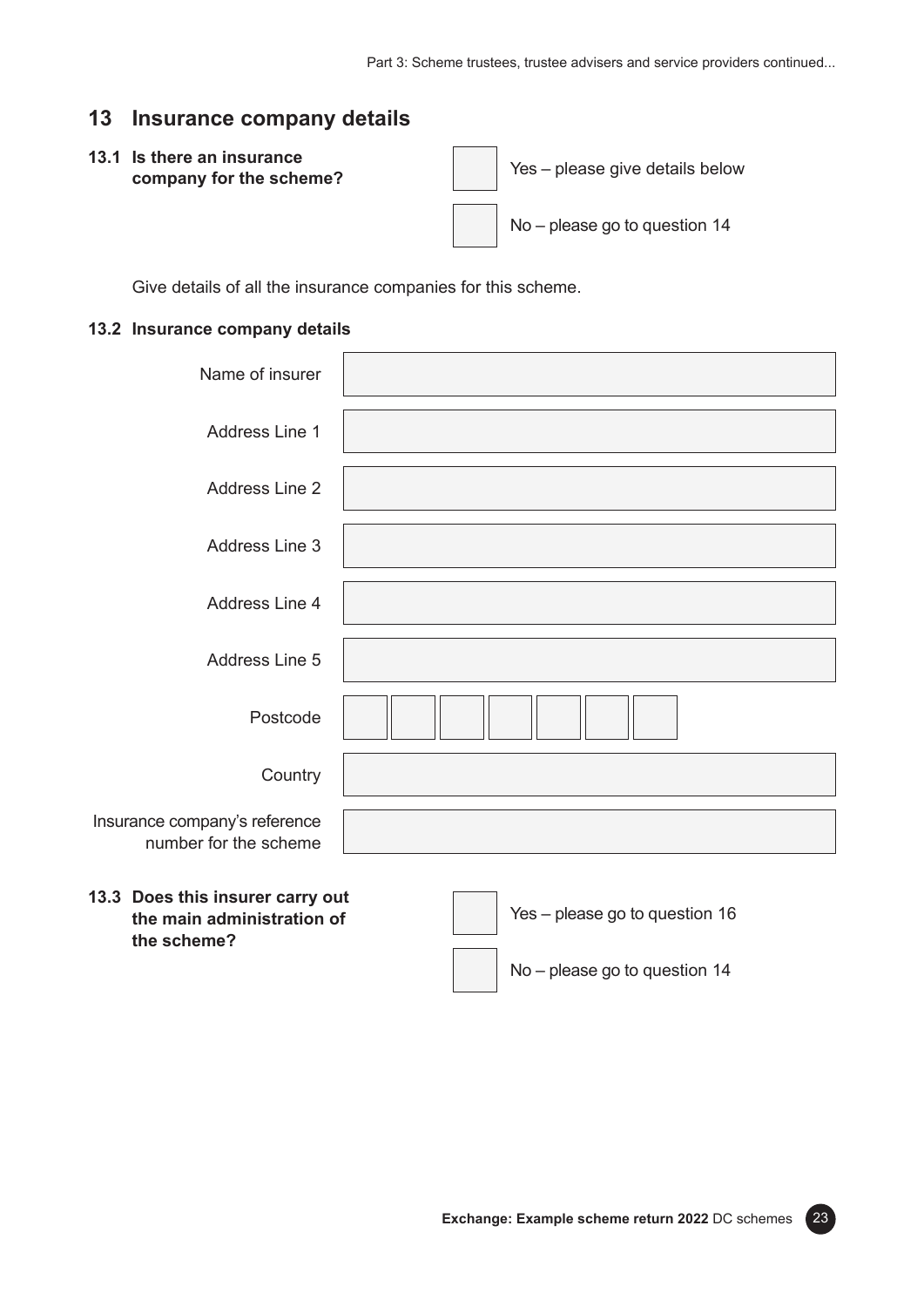## 13 Insurance company details

**13.1 Is there an insurance company for the scheme?**

- ☐ Yes – please give details below
- ☐ No – please go to question 14

Give details of all the insurance companies for this scheme.

**13.2 Insurance company details**

| Field | |
|---|---|
| Name of insurer | |
| Address Line 1 | |
| Address Line 2 | |
| Address Line 3 | |
| Address Line 4 | |
| Address Line 5 | |
| Postcode | |
| Country | |
| Insurance company's reference number for the scheme | |

**13.3 Does this insurer carry out the main administration of the scheme?**

- ☐ Yes – please go to question 16
- ☐ No – please go to question 14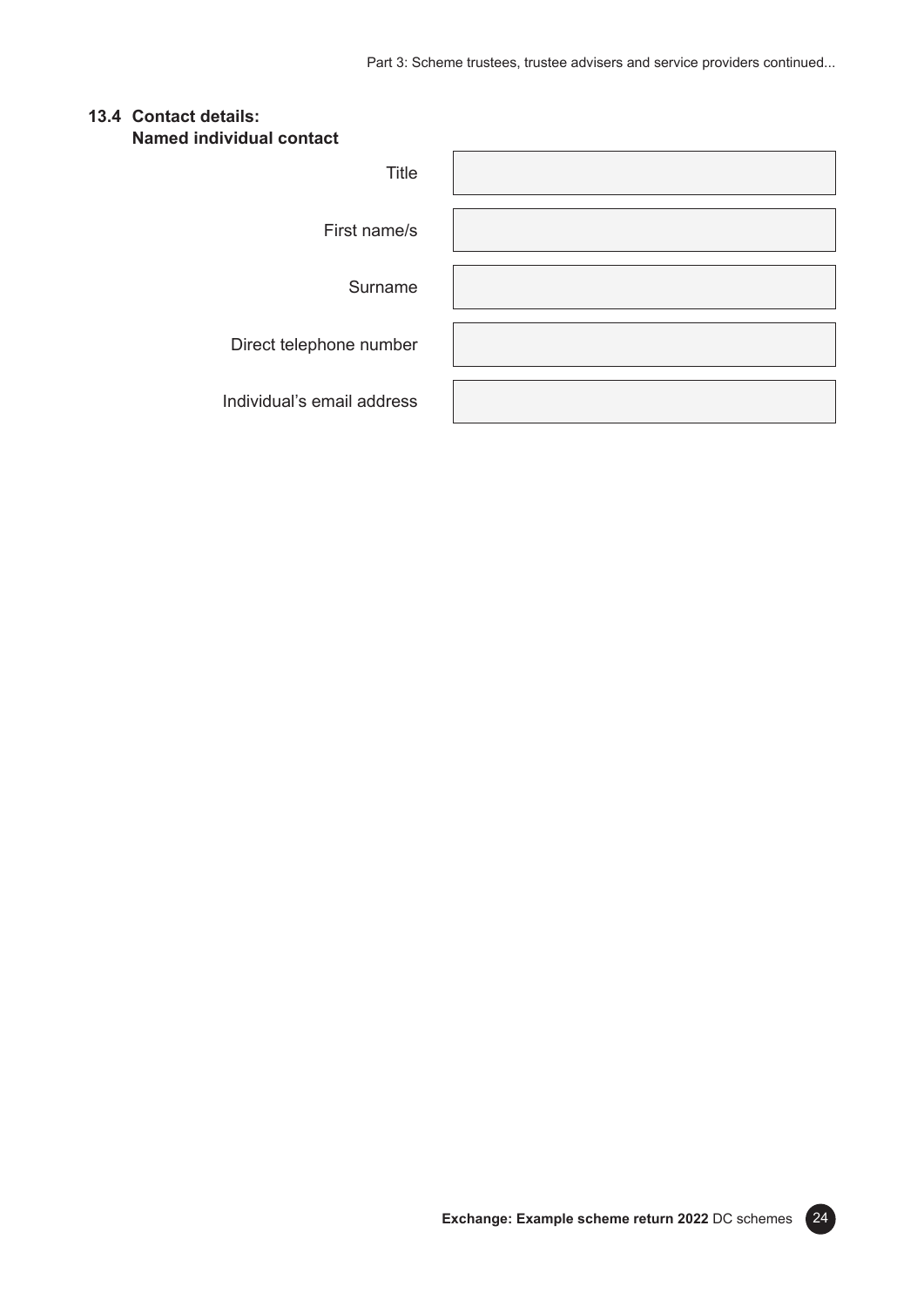### 13.4 Contact details: Named individual contact

| | |
|---|---|
| Title | |
| First name/s | |
| Surname | |
| Direct telephone number | |
| Individual's email address | |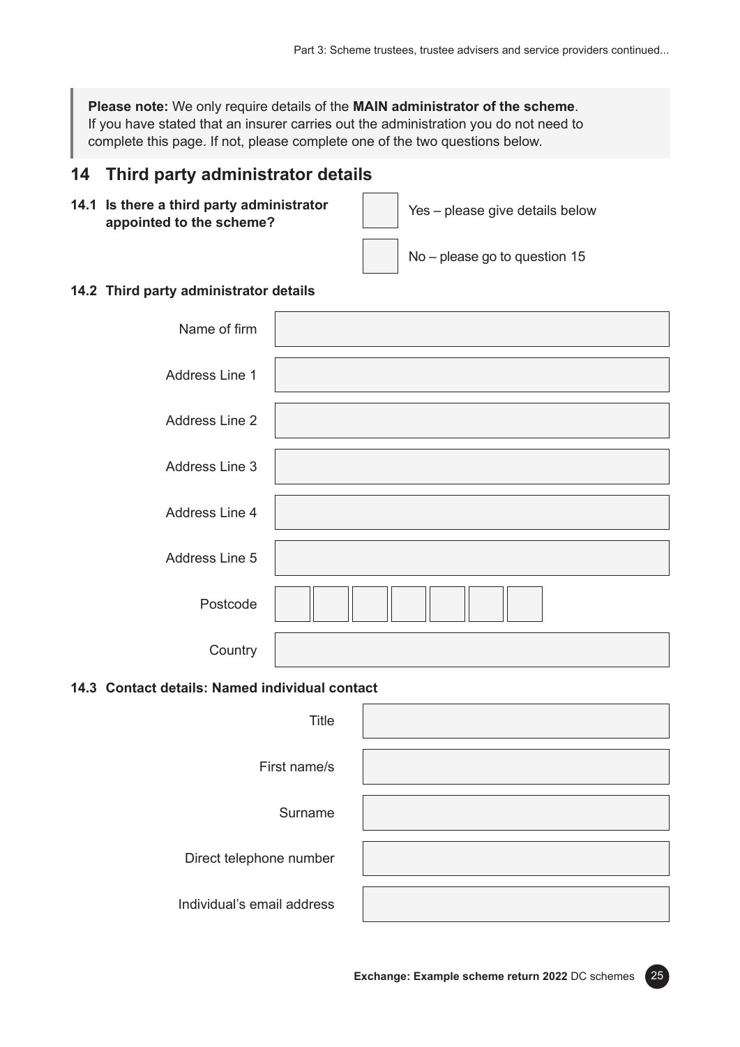> **Please note:** We only require details of the **MAIN administrator of the scheme**. If you have stated that an insurer carries out the administration you do not need to complete this page. If not, please complete one of the two questions below.

## 14 Third party administrator details

**14.1 Is there a third party administrator appointed to the scheme?**

- ☐ Yes – please give details below
- ☐ No – please go to question 15

**14.2 Third party administrator details**

| | |
|---|---|
| Name of firm | |
| Address Line 1 | |
| Address Line 2 | |
| Address Line 3 | |
| Address Line 4 | |
| Address Line 5 | |
| Postcode | |
| Country | |

**14.3 Contact details: Named individual contact**

| | |
|---|---|
| Title | |
| First name/s | |
| Surname | |
| Direct telephone number | |
| Individual's email address | |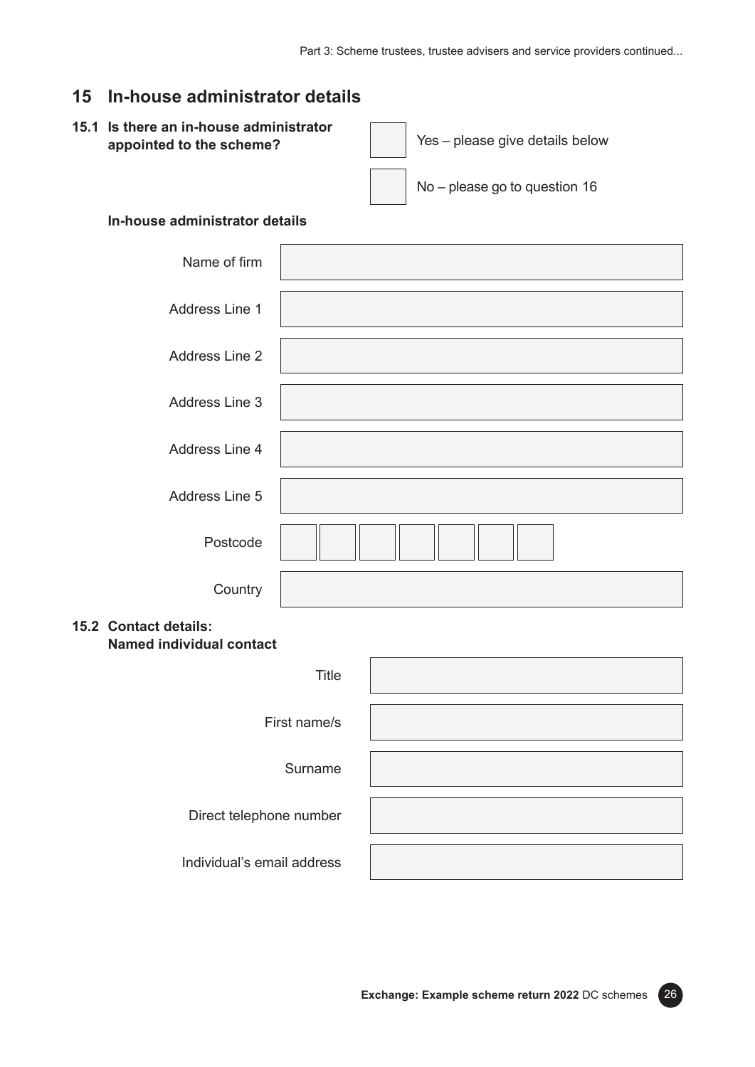## 15 In-house administrator details

**15.1 Is there an in-house administrator appointed to the scheme?**

☐ Yes – please give details below

☐ No – please go to question 16

**In-house administrator details**

| | |
|---|---|
| Name of firm | |
| Address Line 1 | |
| Address Line 2 | |
| Address Line 3 | |
| Address Line 4 | |
| Address Line 5 | |
| Postcode | |
| Country | |

**15.2 Contact details:**
**Named individual contact**

| | |
|---|---|
| Title | |
| First name/s | |
| Surname | |
| Direct telephone number | |
| Individual's email address | |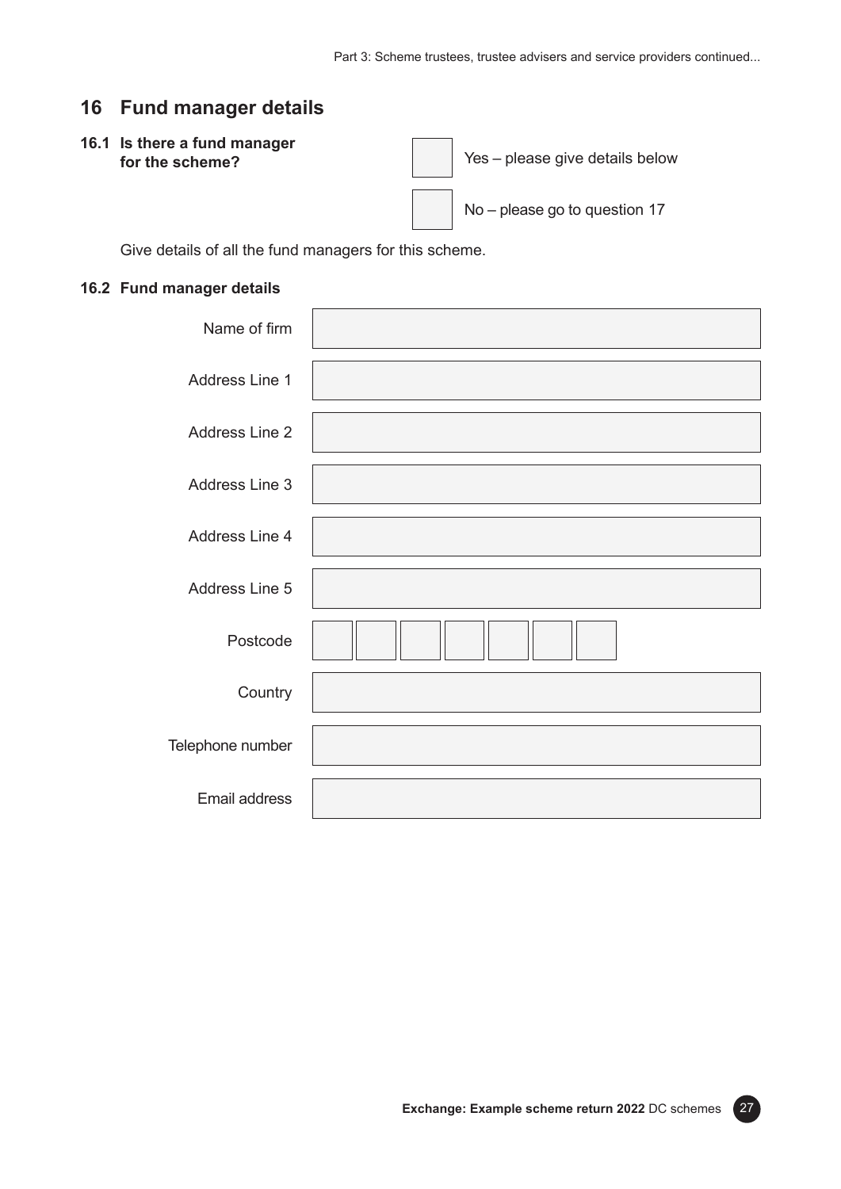## 16 Fund manager details

**16.1 Is there a fund manager for the scheme?**

☐ Yes – please give details below

☐ No – please go to question 17

Give details of all the fund managers for this scheme.

**16.2 Fund manager details**

| | |
|---|---|
| Name of firm | |
| Address Line 1 | |
| Address Line 2 | |
| Address Line 3 | |
| Address Line 4 | |
| Address Line 5 | |
| Postcode | |
| Country | |
| Telephone number | |
| Email address | |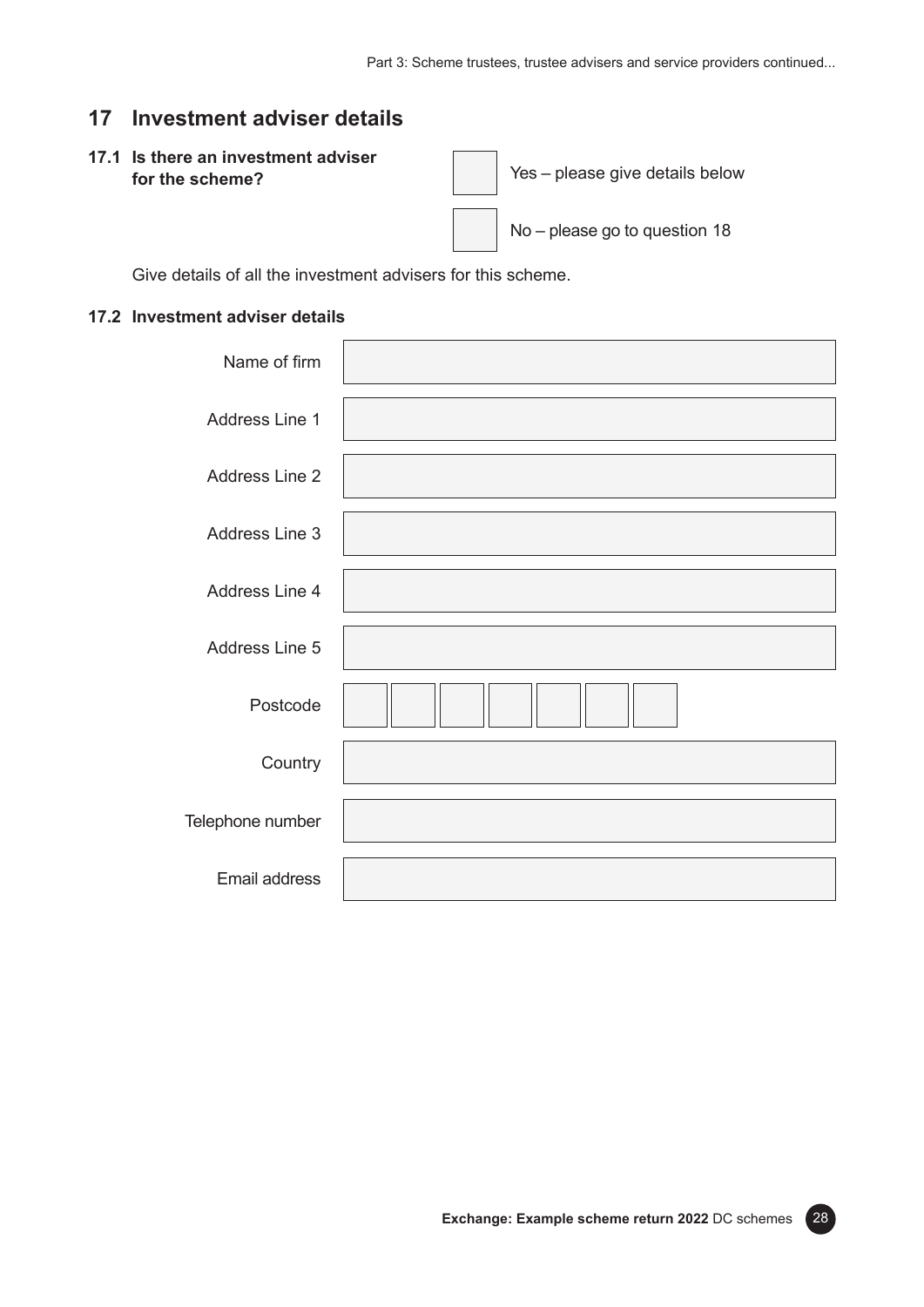## 17 Investment adviser details

**17.1 Is there an investment adviser for the scheme?**

- [ ] Yes – please give details below
- [ ] No – please go to question 18

Give details of all the investment advisers for this scheme.

**17.2 Investment adviser details**

| Field | Response |
| --- | --- |
| Name of firm | |
| Address Line 1 | |
| Address Line 2 | |
| Address Line 3 | |
| Address Line 4 | |
| Address Line 5 | |
| Postcode | |
| Country | |
| Telephone number | |
| Email address | |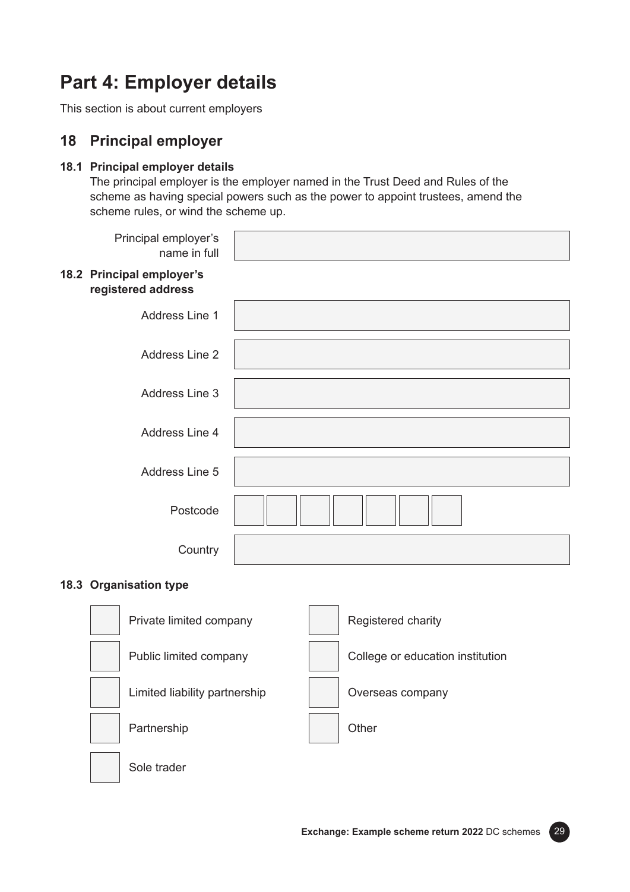# Part 4: Employer details

This section is about current employers

## 18 Principal employer

### 18.1 Principal employer details

The principal employer is the employer named in the Trust Deed and Rules of the scheme as having special powers such as the power to appoint trustees, amend the scheme rules, or wind the scheme up.

Principal employer's name in full

### 18.2 Principal employer's registered address

Address Line 1

Address Line 2

Address Line 3

Address Line 4

Address Line 5

Postcode

Country

### 18.3 Organisation type

- Private limited company
- Public limited company
- Limited liability partnership
- Partnership
- Sole trader
- Registered charity
- College or education institution
- Overseas company
- Other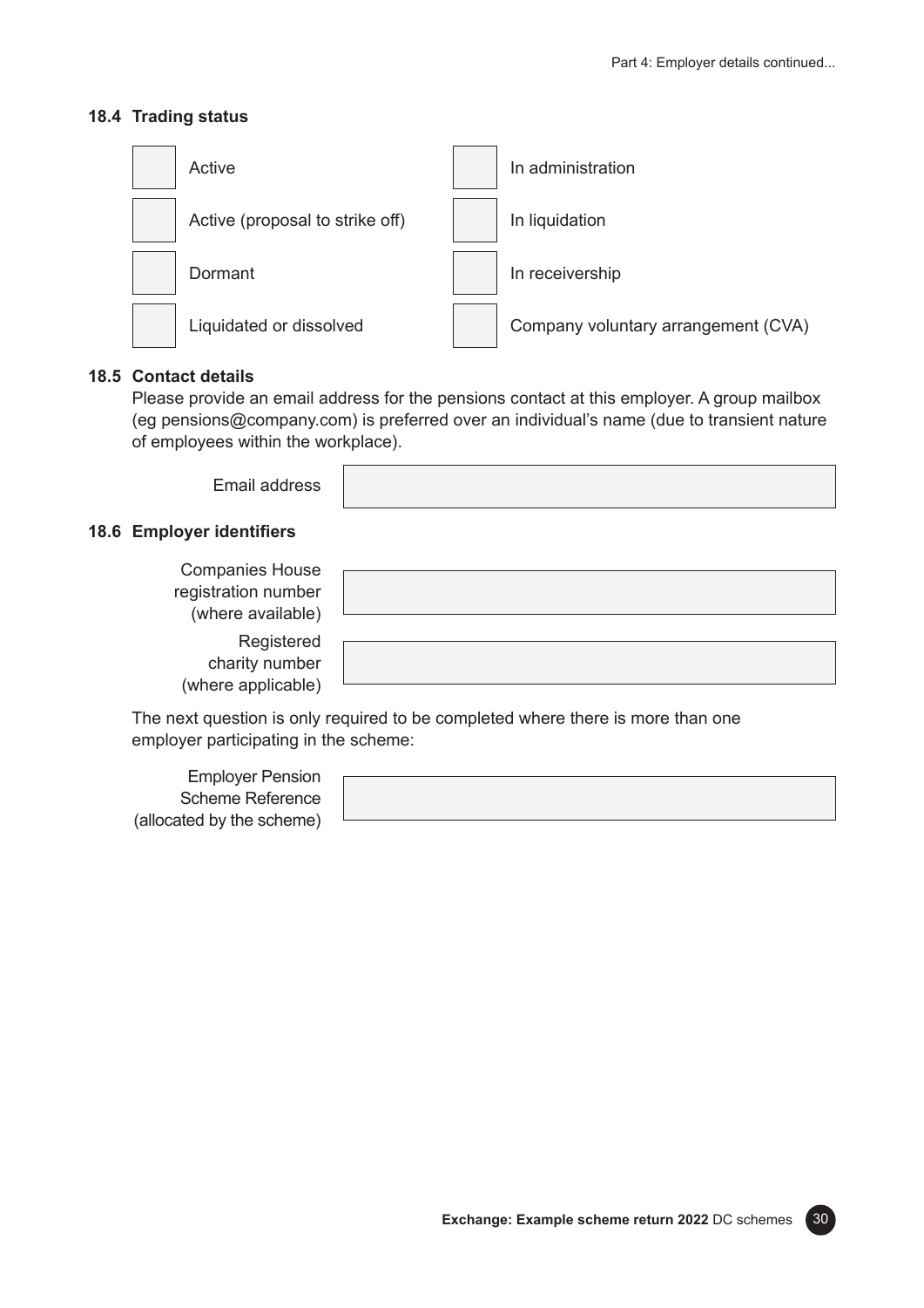### 18.4 Trading status

- [ ] Active
- [ ] Active (proposal to strike off)
- [ ] Dormant
- [ ] Liquidated or dissolved
- [ ] In administration
- [ ] In liquidation
- [ ] In receivership
- [ ] Company voluntary arrangement (CVA)

### 18.5 Contact details

Please provide an email address for the pensions contact at this employer. A group mailbox (eg pensions@company.com) is preferred over an individual's name (due to transient nature of employees within the workplace).

Email address: \_\_\_\_\_\_\_\_\_\_\_\_\_\_\_\_\_\_\_\_

### 18.6 Employer identifiers

Companies House registration number (where available): \_\_\_\_\_\_\_\_\_\_\_\_\_\_\_\_\_\_\_\_

Registered charity number (where applicable): \_\_\_\_\_\_\_\_\_\_\_\_\_\_\_\_\_\_\_\_

The next question is only required to be completed where there is more than one employer participating in the scheme:

Employer Pension Scheme Reference (allocated by the scheme): \_\_\_\_\_\_\_\_\_\_\_\_\_\_\_\_\_\_\_\_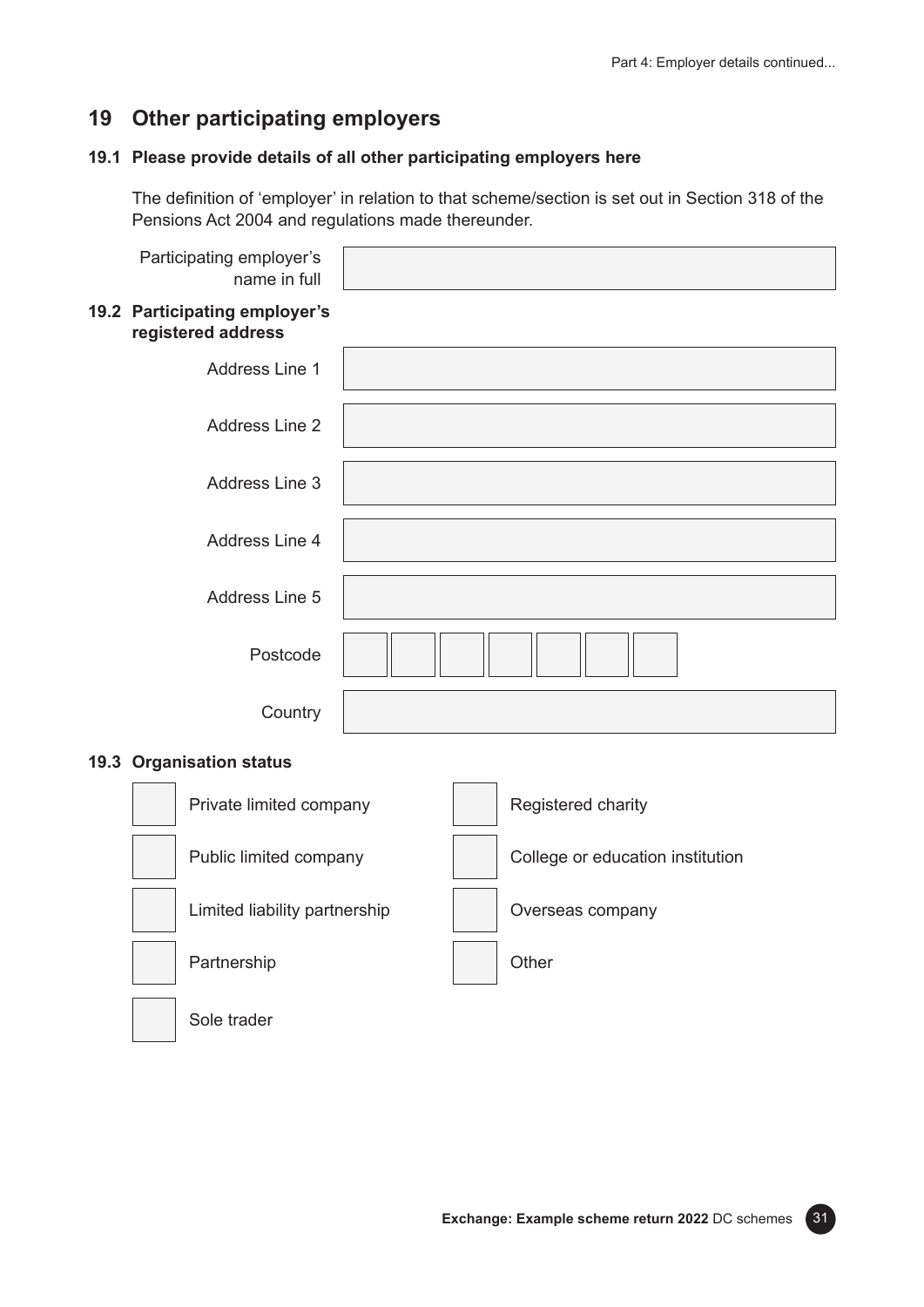## 19 Other participating employers

### 19.1 Please provide details of all other participating employers here

The definition of 'employer' in relation to that scheme/section is set out in Section 318 of the Pensions Act 2004 and regulations made thereunder.

Participating employer's name in full

### 19.2 Participating employer's registered address

Address Line 1

Address Line 2

Address Line 3

Address Line 4

Address Line 5

Postcode

Country

### 19.3 Organisation status

- Private limited company
- Public limited company
- Limited liability partnership
- Partnership
- Sole trader
- Registered charity
- College or education institution
- Overseas company
- Other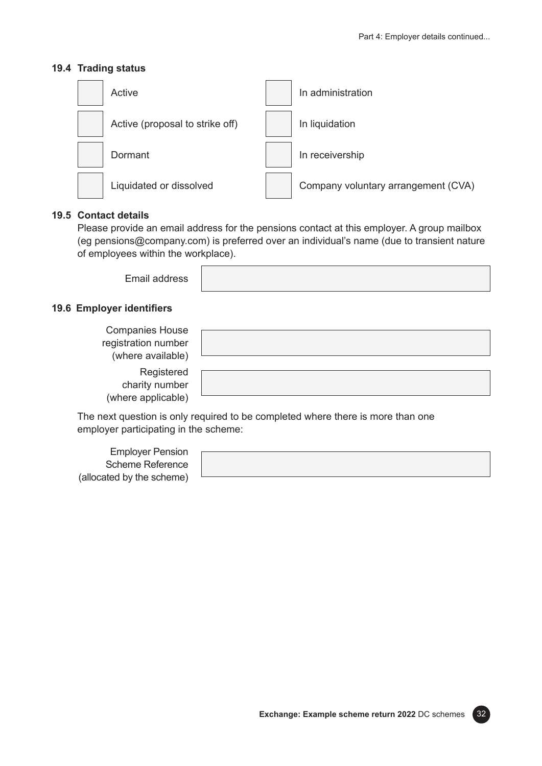#### 19.4 Trading status

- [ ] Active
- [ ] Active (proposal to strike off)
- [ ] Dormant
- [ ] Liquidated or dissolved
- [ ] In administration
- [ ] In liquidation
- [ ] In receivership
- [ ] Company voluntary arrangement (CVA)

#### 19.5 Contact details

Please provide an email address for the pensions contact at this employer. A group mailbox (eg pensions@company.com) is preferred over an individual's name (due to transient nature of employees within the workplace).

Email address

#### 19.6 Employer identifiers

Companies House registration number (where available)

Registered charity number (where applicable)

The next question is only required to be completed where there is more than one employer participating in the scheme:

Employer Pension Scheme Reference (allocated by the scheme)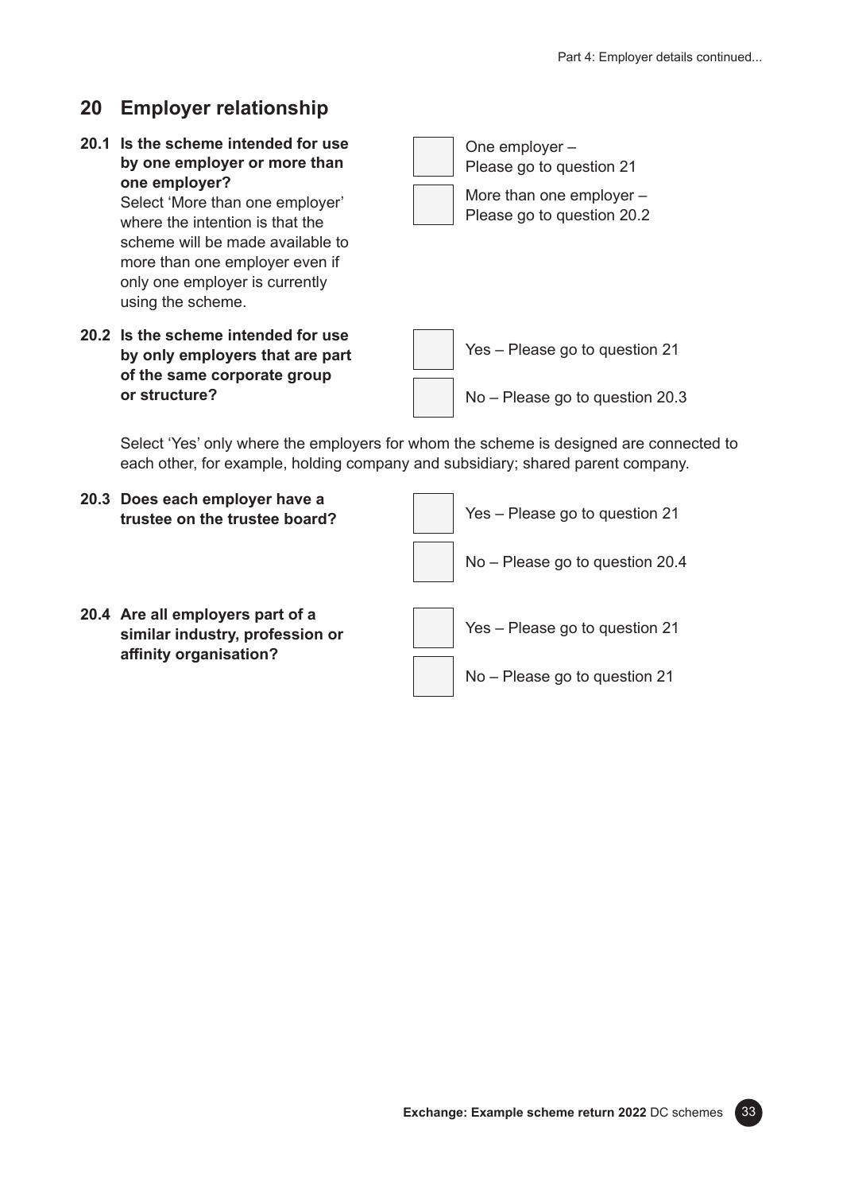## 20 Employer relationship

**20.1 Is the scheme intended for use by one employer or more than one employer?**
Select 'More than one employer' where the intention is that the scheme will be made available to more than one employer even if only one employer is currently using the scheme.

- ☐ One employer – Please go to question 21
- ☐ More than one employer – Please go to question 20.2

**20.2 Is the scheme intended for use by only employers that are part of the same corporate group or structure?**

- ☐ Yes – Please go to question 21
- ☐ No – Please go to question 20.3

Select 'Yes' only where the employers for whom the scheme is designed are connected to each other, for example, holding company and subsidiary; shared parent company.

**20.3 Does each employer have a trustee on the trustee board?**

- ☐ Yes – Please go to question 21
- ☐ No – Please go to question 20.4

**20.4 Are all employers part of a similar industry, profession or affinity organisation?**

- ☐ Yes – Please go to question 21
- ☐ No – Please go to question 21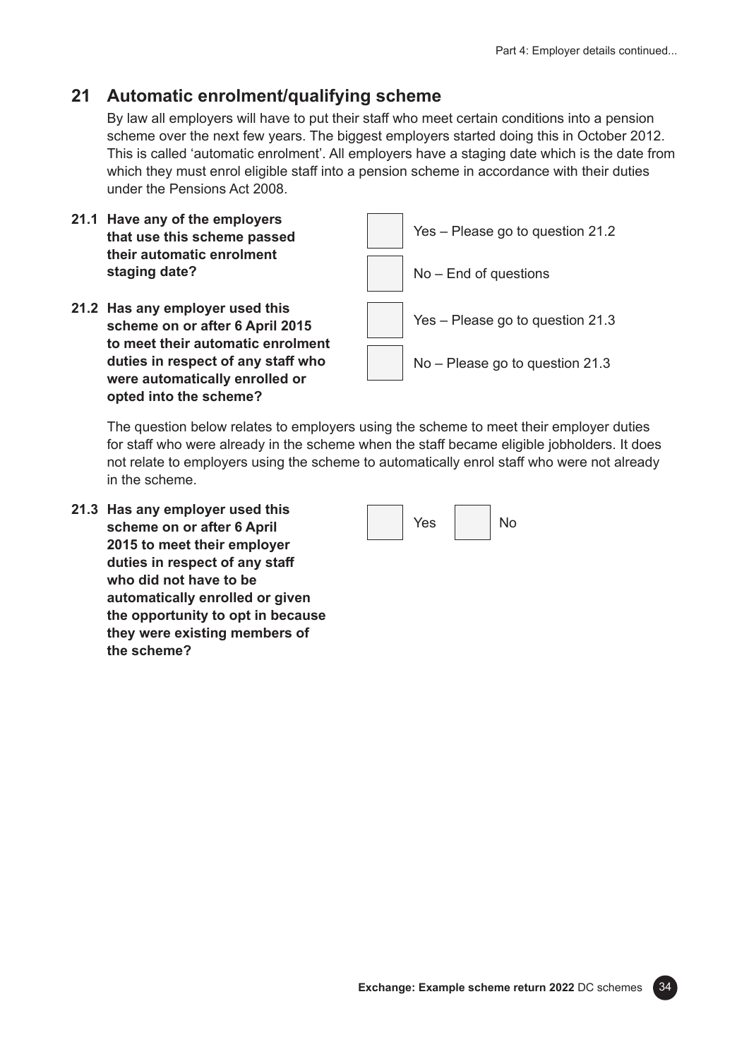## 21 Automatic enrolment/qualifying scheme

By law all employers will have to put their staff who meet certain conditions into a pension scheme over the next few years. The biggest employers started doing this in October 2012. This is called 'automatic enrolment'. All employers have a staging date which is the date from which they must enrol eligible staff into a pension scheme in accordance with their duties under the Pensions Act 2008.

**21.1 Have any of the employers that use this scheme passed their automatic enrolment staging date?**

- ☐ Yes – Please go to question 21.2
- ☐ No – End of questions

**21.2 Has any employer used this scheme on or after 6 April 2015 to meet their automatic enrolment duties in respect of any staff who were automatically enrolled or opted into the scheme?**

- ☐ Yes – Please go to question 21.3
- ☐ No – Please go to question 21.3

The question below relates to employers using the scheme to meet their employer duties for staff who were already in the scheme when the staff became eligible jobholders. It does not relate to employers using the scheme to automatically enrol staff who were not already in the scheme.

**21.3 Has any employer used this scheme on or after 6 April 2015 to meet their employer duties in respect of any staff who did not have to be automatically enrolled or given the opportunity to opt in because they were existing members of the scheme?**

- ☐ Yes
- ☐ No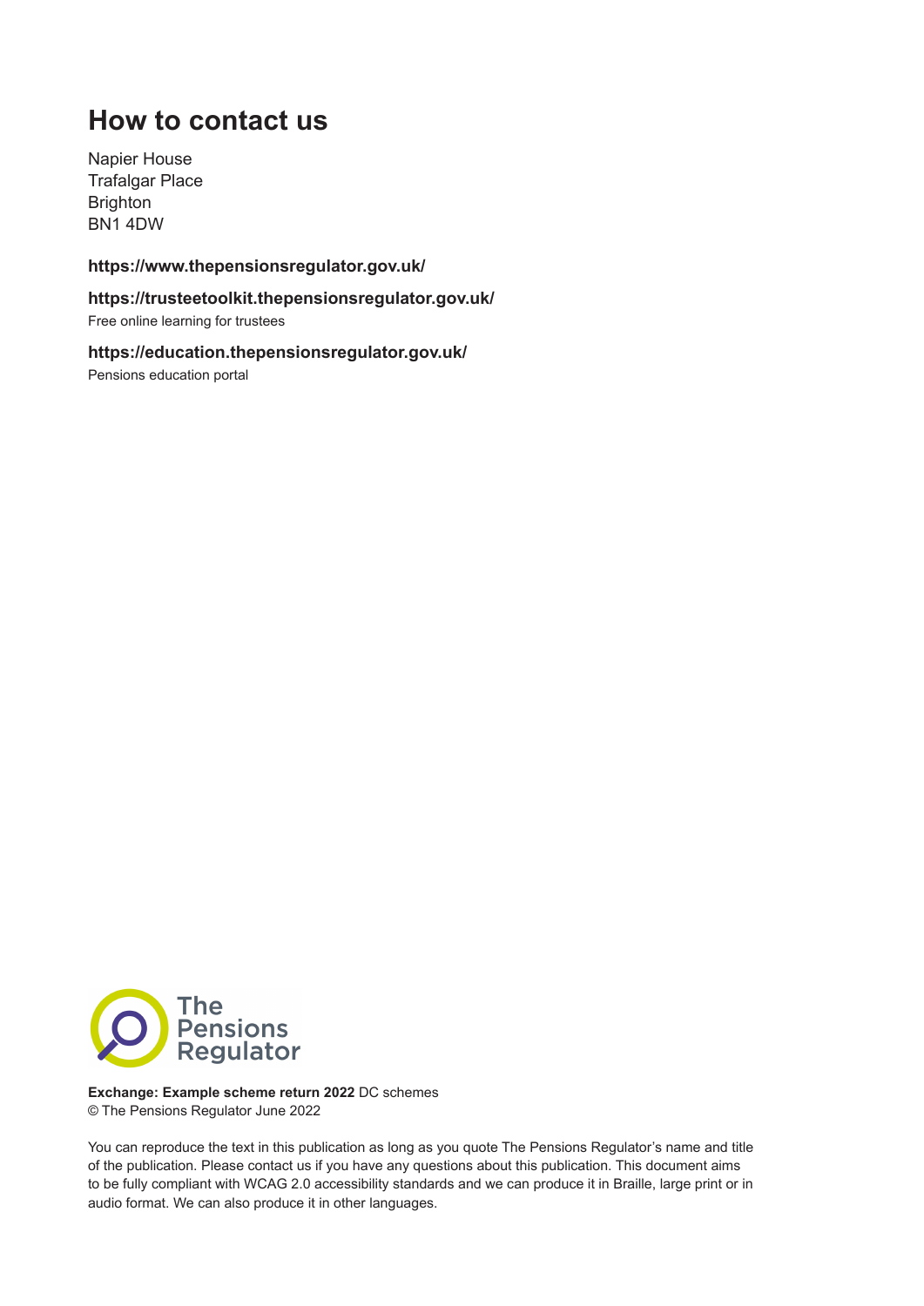# How to contact us

Napier House
Trafalgar Place
Brighton
BN1 4DW

**https://www.thepensionsregulator.gov.uk/**

**https://trusteetoolkit.thepensionsregulator.gov.uk/**
Free online learning for trustees

**https://education.thepensionsregulator.gov.uk/**
Pensions education portal

The Pensions Regulator

**Exchange: Example scheme return 2022** DC schemes
© The Pensions Regulator June 2022

You can reproduce the text in this publication as long as you quote The Pensions Regulator's name and title of the publication. Please contact us if you have any questions about this publication. This document aims to be fully compliant with WCAG 2.0 accessibility standards and we can produce it in Braille, large print or in audio format. We can also produce it in other languages.